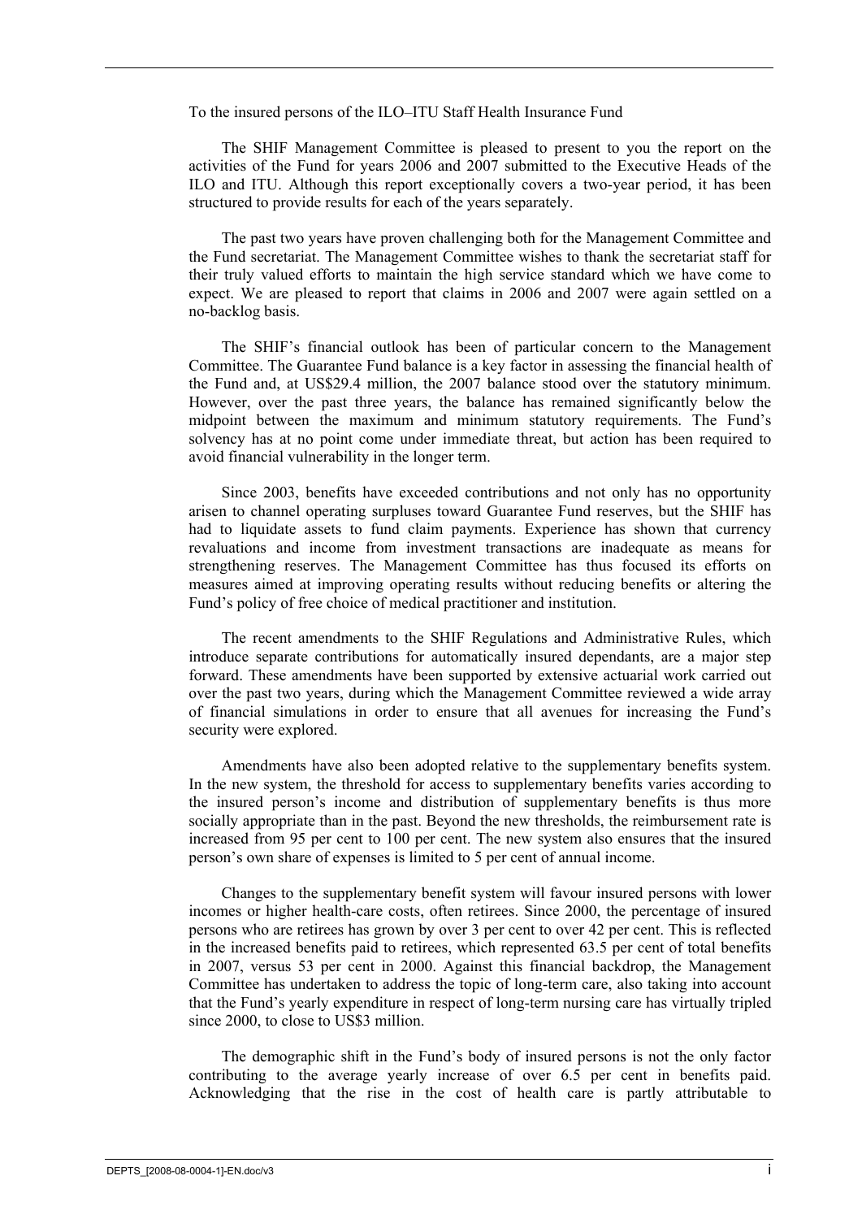To the insured persons of the ILO–ITU Staff Health Insurance Fund

The SHIF Management Committee is pleased to present to you the report on the activities of the Fund for years 2006 and 2007 submitted to the Executive Heads of the ILO and ITU. Although this report exceptionally covers a two-year period, it has been structured to provide results for each of the years separately.

The past two years have proven challenging both for the Management Committee and the Fund secretariat. The Management Committee wishes to thank the secretariat staff for their truly valued efforts to maintain the high service standard which we have come to expect. We are pleased to report that claims in 2006 and 2007 were again settled on a no-backlog basis.

The SHIF's financial outlook has been of particular concern to the Management Committee. The Guarantee Fund balance is a key factor in assessing the financial health of the Fund and, at US$29.4 million, the 2007 balance stood over the statutory minimum. However, over the past three years, the balance has remained significantly below the midpoint between the maximum and minimum statutory requirements. The Fund's solvency has at no point come under immediate threat, but action has been required to avoid financial vulnerability in the longer term.

Since 2003, benefits have exceeded contributions and not only has no opportunity arisen to channel operating surpluses toward Guarantee Fund reserves, but the SHIF has had to liquidate assets to fund claim payments. Experience has shown that currency revaluations and income from investment transactions are inadequate as means for strengthening reserves. The Management Committee has thus focused its efforts on measures aimed at improving operating results without reducing benefits or altering the Fund's policy of free choice of medical practitioner and institution.

The recent amendments to the SHIF Regulations and Administrative Rules, which introduce separate contributions for automatically insured dependants, are a major step forward. These amendments have been supported by extensive actuarial work carried out over the past two years, during which the Management Committee reviewed a wide array of financial simulations in order to ensure that all avenues for increasing the Fund's security were explored.

Amendments have also been adopted relative to the supplementary benefits system. In the new system, the threshold for access to supplementary benefits varies according to the insured person's income and distribution of supplementary benefits is thus more socially appropriate than in the past. Beyond the new thresholds, the reimbursement rate is increased from 95 per cent to 100 per cent. The new system also ensures that the insured person's own share of expenses is limited to 5 per cent of annual income.

Changes to the supplementary benefit system will favour insured persons with lower incomes or higher health-care costs, often retirees. Since 2000, the percentage of insured persons who are retirees has grown by over 3 per cent to over 42 per cent. This is reflected in the increased benefits paid to retirees, which represented 63.5 per cent of total benefits in 2007, versus 53 per cent in 2000. Against this financial backdrop, the Management Committee has undertaken to address the topic of long-term care, also taking into account that the Fund's yearly expenditure in respect of long-term nursing care has virtually tripled since 2000, to close to US$3 million.

The demographic shift in the Fund's body of insured persons is not the only factor contributing to the average yearly increase of over 6.5 per cent in benefits paid. Acknowledging that the rise in the cost of health care is partly attributable to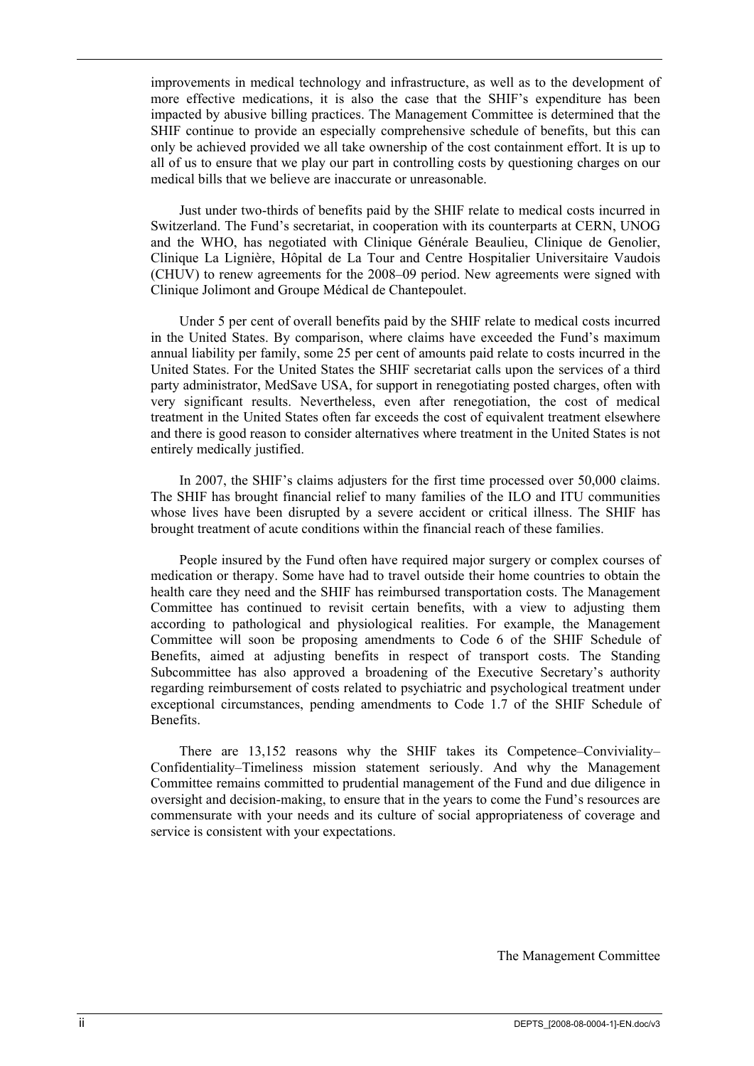improvements in medical technology and infrastructure, as well as to the development of more effective medications, it is also the case that the SHIF's expenditure has been impacted by abusive billing practices. The Management Committee is determined that the SHIF continue to provide an especially comprehensive schedule of benefits, but this can only be achieved provided we all take ownership of the cost containment effort. It is up to all of us to ensure that we play our part in controlling costs by questioning charges on our medical bills that we believe are inaccurate or unreasonable.

Just under two-thirds of benefits paid by the SHIF relate to medical costs incurred in Switzerland. The Fund's secretariat, in cooperation with its counterparts at CERN, UNOG and the WHO, has negotiated with Clinique Générale Beaulieu, Clinique de Genolier, Clinique La Lignière, Hôpital de La Tour and Centre Hospitalier Universitaire Vaudois (CHUV) to renew agreements for the 2008–09 period. New agreements were signed with Clinique Jolimont and Groupe Médical de Chantepoulet.

Under 5 per cent of overall benefits paid by the SHIF relate to medical costs incurred in the United States. By comparison, where claims have exceeded the Fund's maximum annual liability per family, some 25 per cent of amounts paid relate to costs incurred in the United States. For the United States the SHIF secretariat calls upon the services of a third party administrator, MedSave USA, for support in renegotiating posted charges, often with very significant results. Nevertheless, even after renegotiation, the cost of medical treatment in the United States often far exceeds the cost of equivalent treatment elsewhere and there is good reason to consider alternatives where treatment in the United States is not entirely medically justified.

In 2007, the SHIF's claims adjusters for the first time processed over 50,000 claims. The SHIF has brought financial relief to many families of the ILO and ITU communities whose lives have been disrupted by a severe accident or critical illness. The SHIF has brought treatment of acute conditions within the financial reach of these families.

People insured by the Fund often have required major surgery or complex courses of medication or therapy. Some have had to travel outside their home countries to obtain the health care they need and the SHIF has reimbursed transportation costs. The Management Committee has continued to revisit certain benefits, with a view to adjusting them according to pathological and physiological realities. For example, the Management Committee will soon be proposing amendments to Code 6 of the SHIF Schedule of Benefits, aimed at adjusting benefits in respect of transport costs. The Standing Subcommittee has also approved a broadening of the Executive Secretary's authority regarding reimbursement of costs related to psychiatric and psychological treatment under exceptional circumstances, pending amendments to Code 1.7 of the SHIF Schedule of Benefits.

There are 13,152 reasons why the SHIF takes its Competence–Conviviality–Confidentiality–Timeliness mission statement seriously. And why the Management Committee remains committed to prudential management of the Fund and due diligence in oversight and decision-making, to ensure that in the years to come the Fund's resources are commensurate with your needs and its culture of social appropriateness of coverage and service is consistent with your expectations.

The Management Committee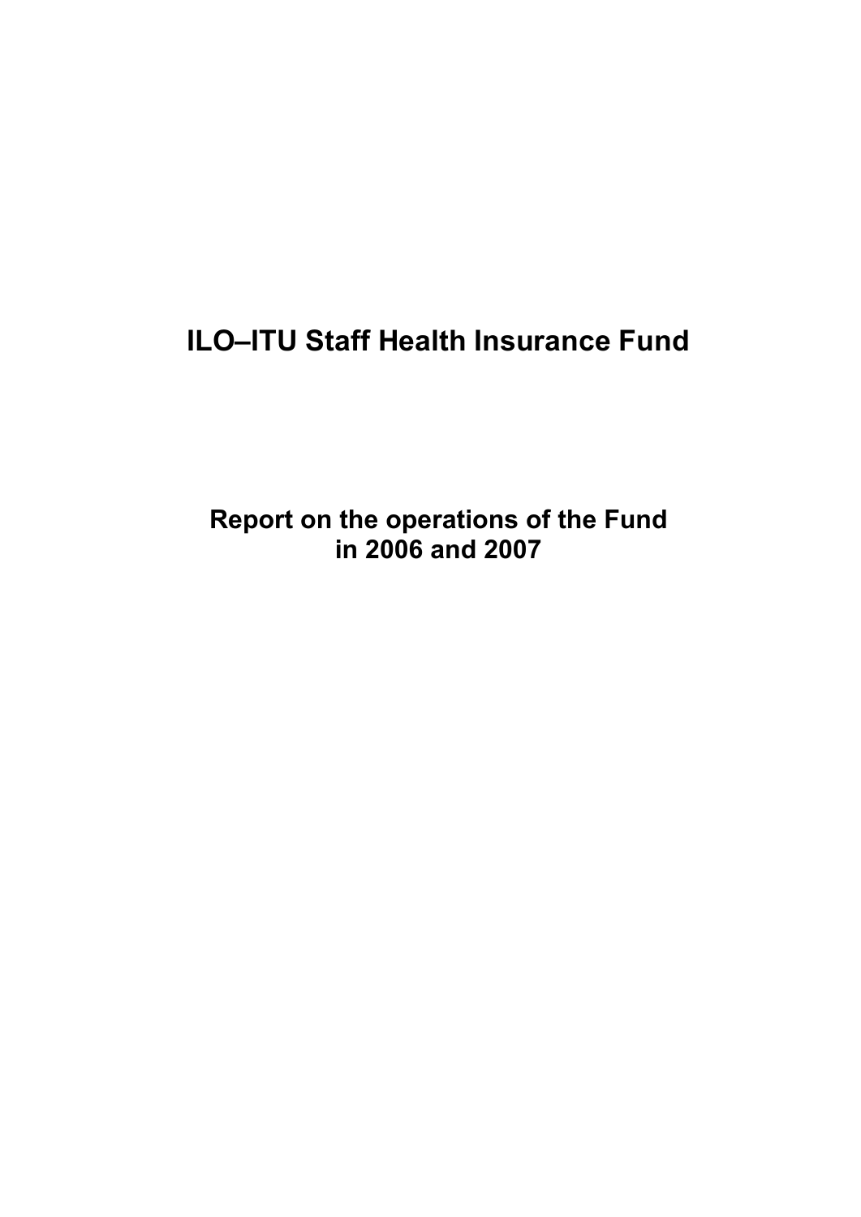# ILO–ITU Staff Health Insurance Fund

## Report on the operations of the Fund in 2006 and 2007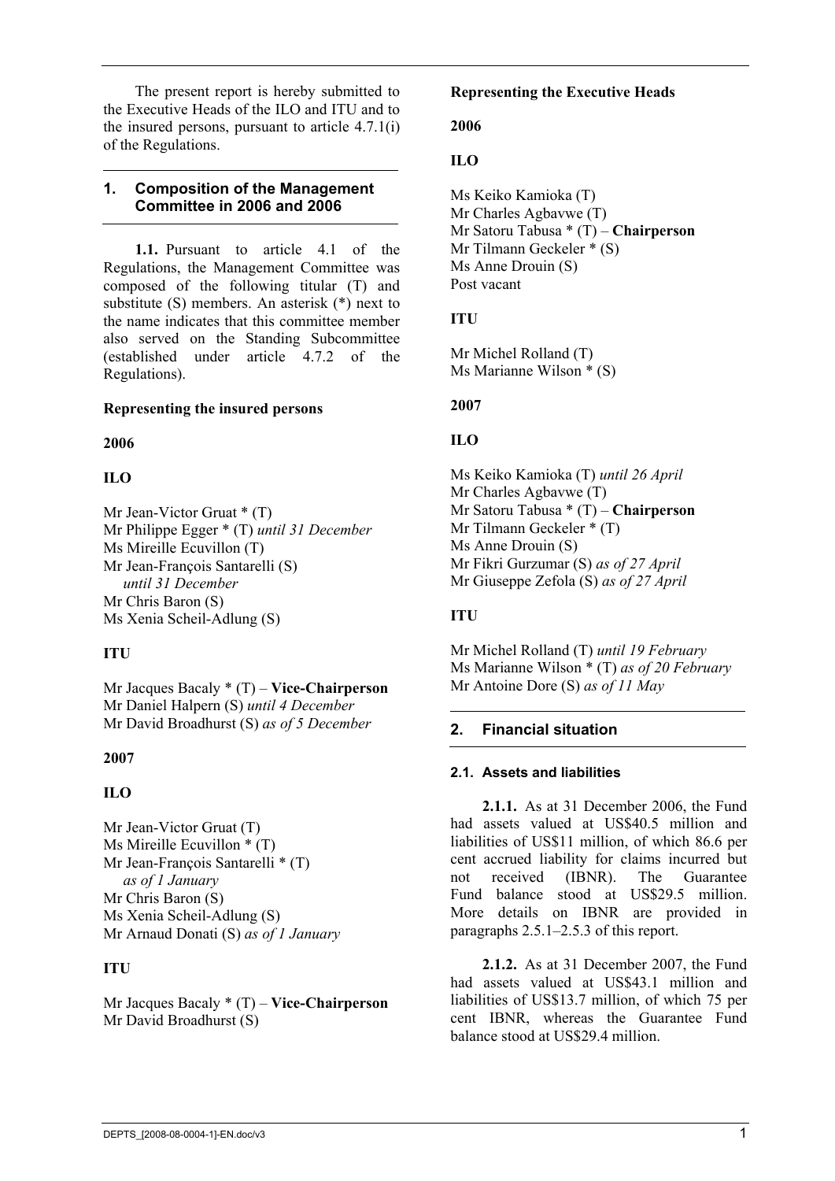The present report is hereby submitted to the Executive Heads of the ILO and ITU and to the insured persons, pursuant to article 4.7.1(i) of the Regulations.

## 1. Composition of the Management Committee in 2006 and 2006

**1.1.** Pursuant to article 4.1 of the Regulations, the Management Committee was composed of the following titular (T) and substitute (S) members. An asterisk (*) next to the name indicates that this committee member also served on the Standing Subcommittee (established under article 4.7.2 of the Regulations).

**Representing the insured persons**

**2006**

**ILO**

Mr Jean-Victor Gruat * (T)
Mr Philippe Egger * (T) *until 31 December*
Ms Mireille Ecuvillon (T)
Mr Jean-François Santarelli (S) *until 31 December*
Mr Chris Baron (S)
Ms Xenia Scheil-Adlung (S)

**ITU**

Mr Jacques Bacaly * (T) – **Vice-Chairperson**
Mr Daniel Halpern (S) *until 4 December*
Mr David Broadhurst (S) *as of 5 December*

**2007**

**ILO**

Mr Jean-Victor Gruat (T)
Ms Mireille Ecuvillon * (T)
Mr Jean-François Santarelli * (T) *as of 1 January*
Mr Chris Baron (S)
Ms Xenia Scheil-Adlung (S)
Mr Arnaud Donati (S) *as of 1 January*

**ITU**

Mr Jacques Bacaly * (T) – **Vice-Chairperson**
Mr David Broadhurst (S)

**Representing the Executive Heads**

**2006**

**ILO**

Ms Keiko Kamioka (T)
Mr Charles Agbavwe (T)
Mr Satoru Tabusa * (T) – **Chairperson**
Mr Tilmann Geckeler * (S)
Ms Anne Drouin (S)
Post vacant

**ITU**

Mr Michel Rolland (T)
Ms Marianne Wilson * (S)

**2007**

**ILO**

Ms Keiko Kamioka (T) *until 26 April*
Mr Charles Agbavwe (T)
Mr Satoru Tabusa * (T) – **Chairperson**
Mr Tilmann Geckeler * (T)
Ms Anne Drouin (S)
Mr Fikri Gurzumar (S) *as of 27 April*
Mr Giuseppe Zefola (S) *as of 27 April*

**ITU**

Mr Michel Rolland (T) *until 19 February*
Ms Marianne Wilson * (T) *as of 20 February*
Mr Antoine Dore (S) *as of 11 May*

## 2. Financial situation

### 2.1. Assets and liabilities

**2.1.1.** As at 31 December 2006, the Fund had assets valued at US$40.5 million and liabilities of US$11 million, of which 86.6 per cent accrued liability for claims incurred but not received (IBNR). The Guarantee Fund balance stood at US$29.5 million. More details on IBNR are provided in paragraphs 2.5.1–2.5.3 of this report.

**2.1.2.** As at 31 December 2007, the Fund had assets valued at US$43.1 million and liabilities of US$13.7 million, of which 75 per cent IBNR, whereas the Guarantee Fund balance stood at US$29.4 million.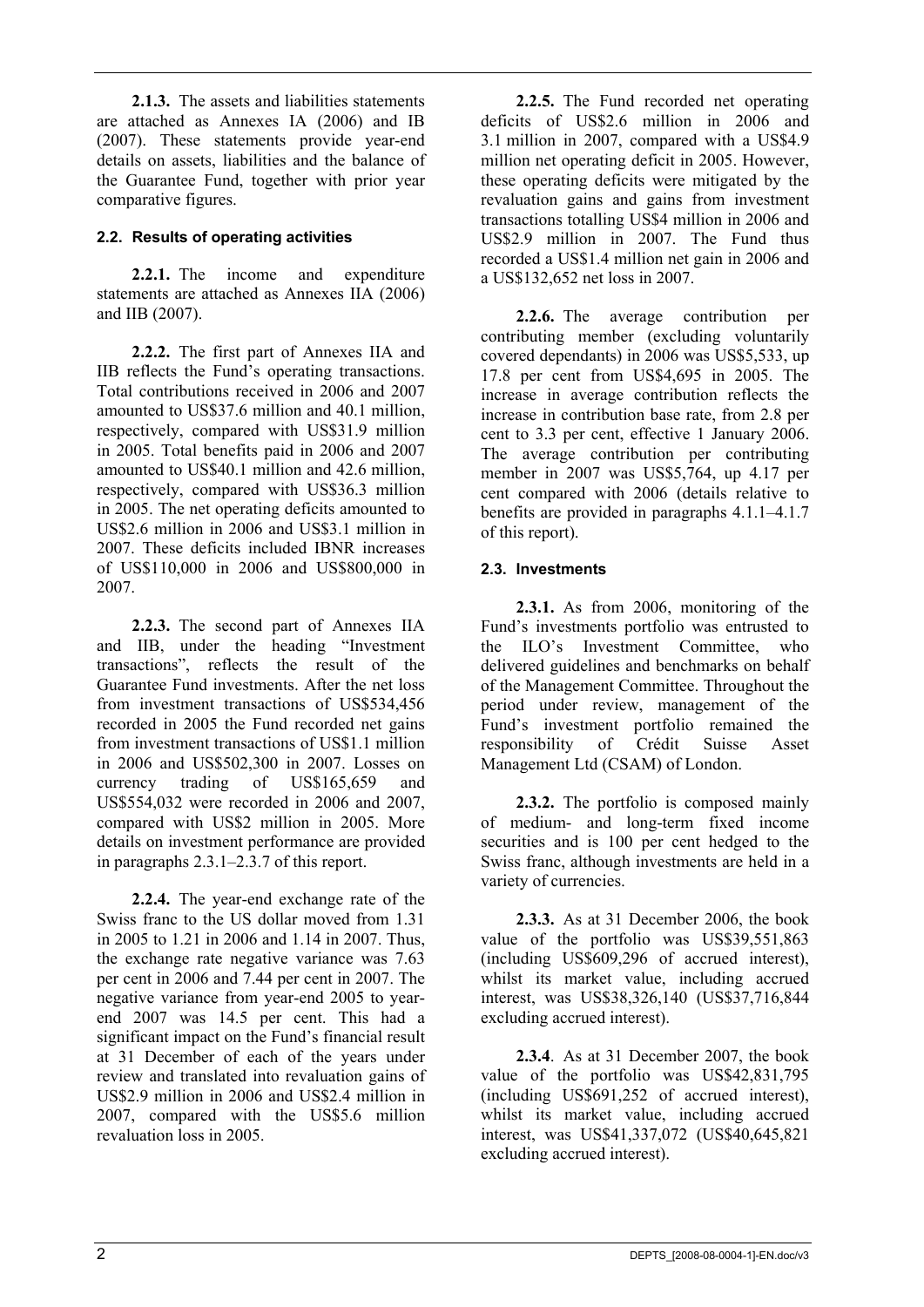**2.1.3.** The assets and liabilities statements are attached as Annexes IA (2006) and IB (2007). These statements provide year-end details on assets, liabilities and the balance of the Guarantee Fund, together with prior year comparative figures.

### 2.2. Results of operating activities

**2.2.1.** The income and expenditure statements are attached as Annexes IIA (2006) and IIB (2007).

**2.2.2.** The first part of Annexes IIA and IIB reflects the Fund's operating transactions. Total contributions received in 2006 and 2007 amounted to US$37.6 million and 40.1 million, respectively, compared with US$31.9 million in 2005. Total benefits paid in 2006 and 2007 amounted to US$40.1 million and 42.6 million, respectively, compared with US$36.3 million in 2005. The net operating deficits amounted to US$2.6 million in 2006 and US$3.1 million in 2007. These deficits included IBNR increases of US$110,000 in 2006 and US$800,000 in 2007.

**2.2.3.** The second part of Annexes IIA and IIB, under the heading "Investment transactions", reflects the result of the Guarantee Fund investments. After the net loss from investment transactions of US$534,456 recorded in 2005 the Fund recorded net gains from investment transactions of US$1.1 million in 2006 and US$502,300 in 2007. Losses on currency trading of US$165,659 and US$554,032 were recorded in 2006 and 2007, compared with US$2 million in 2005. More details on investment performance are provided in paragraphs 2.3.1–2.3.7 of this report.

**2.2.4.** The year-end exchange rate of the Swiss franc to the US dollar moved from 1.31 in 2005 to 1.21 in 2006 and 1.14 in 2007. Thus, the exchange rate negative variance was 7.63 per cent in 2006 and 7.44 per cent in 2007. The negative variance from year-end 2005 to year-end 2007 was 14.5 per cent. This had a significant impact on the Fund's financial result at 31 December of each of the years under review and translated into revaluation gains of US$2.9 million in 2006 and US$2.4 million in 2007, compared with the US$5.6 million revaluation loss in 2005.

**2.2.5.** The Fund recorded net operating deficits of US$2.6 million in 2006 and 3.1 million in 2007, compared with a US$4.9 million net operating deficit in 2005. However, these operating deficits were mitigated by the revaluation gains and gains from investment transactions totalling US$4 million in 2006 and US$2.9 million in 2007. The Fund thus recorded a US$1.4 million net gain in 2006 and a US$132,652 net loss in 2007.

**2.2.6.** The average contribution per contributing member (excluding voluntarily covered dependants) in 2006 was US$5,533, up 17.8 per cent from US$4,695 in 2005. The increase in average contribution reflects the increase in contribution base rate, from 2.8 per cent to 3.3 per cent, effective 1 January 2006. The average contribution per contributing member in 2007 was US$5,764, up 4.17 per cent compared with 2006 (details relative to benefits are provided in paragraphs 4.1.1–4.1.7 of this report).

### 2.3. Investments

**2.3.1.** As from 2006, monitoring of the Fund's investments portfolio was entrusted to the ILO's Investment Committee, who delivered guidelines and benchmarks on behalf of the Management Committee. Throughout the period under review, management of the Fund's investment portfolio remained the responsibility of Crédit Suisse Asset Management Ltd (CSAM) of London.

**2.3.2.** The portfolio is composed mainly of medium- and long-term fixed income securities and is 100 per cent hedged to the Swiss franc, although investments are held in a variety of currencies.

**2.3.3.** As at 31 December 2006, the book value of the portfolio was US$39,551,863 (including US$609,296 of accrued interest), whilst its market value, including accrued interest, was US$38,326,140 (US$37,716,844 excluding accrued interest).

**2.3.4**. As at 31 December 2007, the book value of the portfolio was US$42,831,795 (including US$691,252 of accrued interest), whilst its market value, including accrued interest, was US$41,337,072 (US$40,645,821 excluding accrued interest).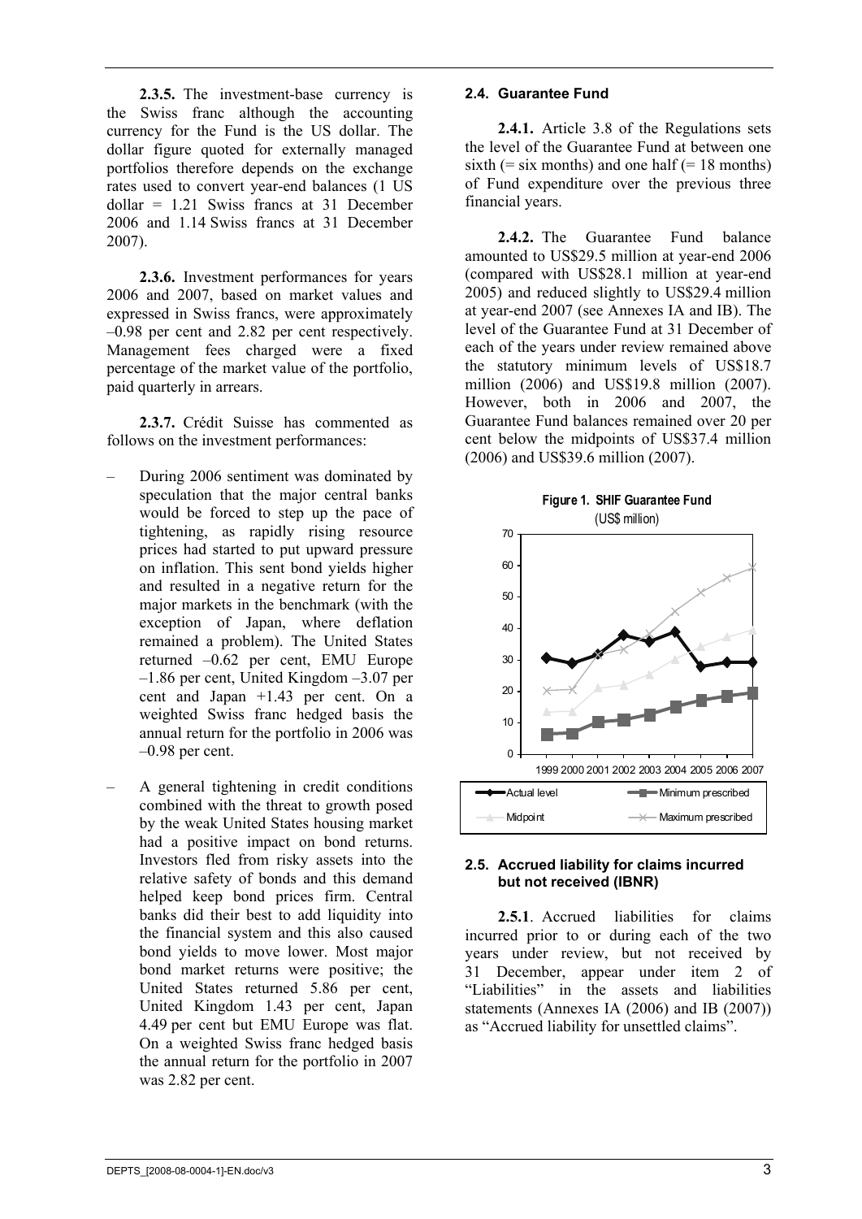**2.3.5.** The investment-base currency is the Swiss franc although the accounting currency for the Fund is the US dollar. The dollar figure quoted for externally managed portfolios therefore depends on the exchange rates used to convert year-end balances (1 US dollar = 1.21 Swiss francs at 31 December 2006 and 1.14 Swiss francs at 31 December 2007).

**2.3.6.** Investment performances for years 2006 and 2007, based on market values and expressed in Swiss francs, were approximately –0.98 per cent and 2.82 per cent respectively. Management fees charged were a fixed percentage of the market value of the portfolio, paid quarterly in arrears.

**2.3.7.** Crédit Suisse has commented as follows on the investment performances:

– During 2006 sentiment was dominated by speculation that the major central banks would be forced to step up the pace of tightening, as rapidly rising resource prices had started to put upward pressure on inflation. This sent bond yields higher and resulted in a negative return for the major markets in the benchmark (with the exception of Japan, where deflation remained a problem). The United States returned –0.62 per cent, EMU Europe –1.86 per cent, United Kingdom –3.07 per cent and Japan +1.43 per cent. On a weighted Swiss franc hedged basis the annual return for the portfolio in 2006 was –0.98 per cent.

– A general tightening in credit conditions combined with the threat to growth posed by the weak United States housing market had a positive impact on bond returns. Investors fled from risky assets into the relative safety of bonds and this demand helped keep bond prices firm. Central banks did their best to add liquidity into the financial system and this also caused bond yields to move lower. Most major bond market returns were positive; the United States returned 5.86 per cent, United Kingdom 1.43 per cent, Japan 4.49 per cent but EMU Europe was flat. On a weighted Swiss franc hedged basis the annual return for the portfolio in 2007 was 2.82 per cent.

#### 2.4. Guarantee Fund

**2.4.1.** Article 3.8 of the Regulations sets the level of the Guarantee Fund at between one sixth (= six months) and one half (= 18 months) of Fund expenditure over the previous three financial years.

**2.4.2.** The Guarantee Fund balance amounted to US$29.5 million at year-end 2006 (compared with US$28.1 million at year-end 2005) and reduced slightly to US$29.4 million at year-end 2007 (see Annexes IA and IB). The level of the Guarantee Fund at 31 December of each of the years under review remained above the statutory minimum levels of US$18.7 million (2006) and US$19.8 million (2007). However, both in 2006 and 2007, the Guarantee Fund balances remained over 20 per cent below the midpoints of US$37.4 million (2006) and US$39.6 million (2007).

**Figure 1. SHIF Guarantee Fund**
(US$ million)

#### 2.5. Accrued liability for claims incurred but not received (IBNR)

**2.5.1**. Accrued liabilities for claims incurred prior to or during each of the two years under review, but not received by 31 December, appear under item 2 of "Liabilities" in the assets and liabilities statements (Annexes IA (2006) and IB (2007)) as "Accrued liability for unsettled claims".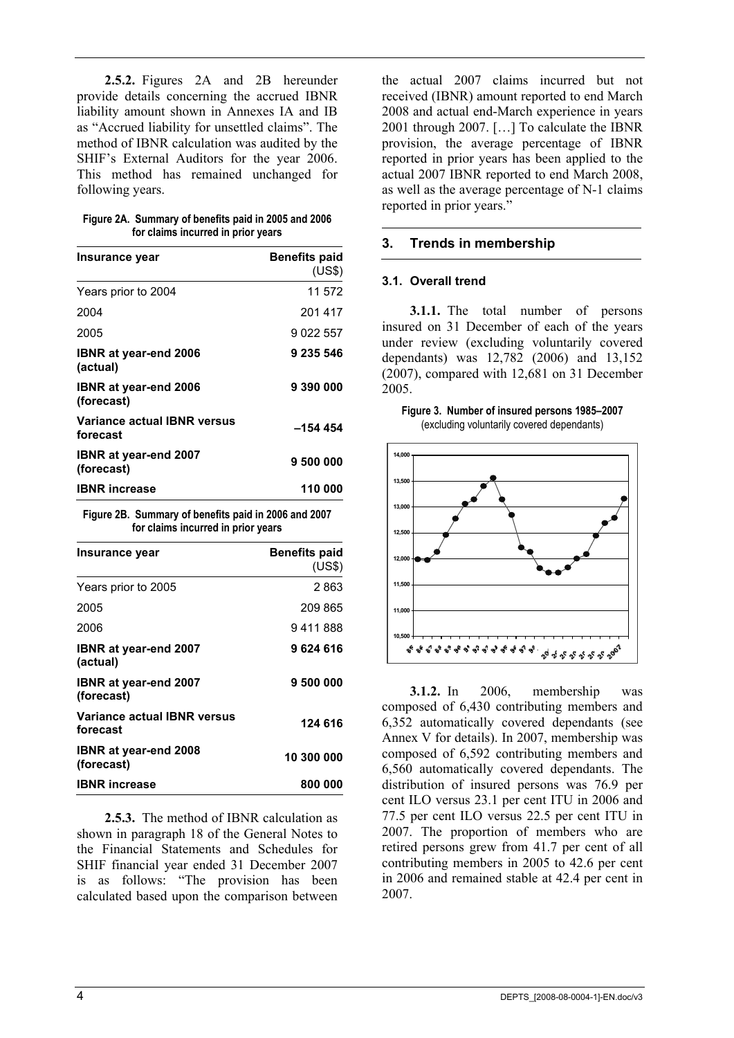**2.5.2.** Figures 2A and 2B hereunder provide details concerning the accrued IBNR liability amount shown in Annexes IA and IB as "Accrued liability for unsettled claims". The method of IBNR calculation was audited by the SHIF's External Auditors for the year 2006. This method has remained unchanged for following years.

**Figure 2A. Summary of benefits paid in 2005 and 2006 for claims incurred in prior years**

| Insurance year | Benefits paid (US$) |
|---|---|
| Years prior to 2004 | 11 572 |
| 2004 | 201 417 |
| 2005 | 9 022 557 |
| **IBNR at year-end 2006 (actual)** | **9 235 546** |
| **IBNR at year-end 2006 (forecast)** | **9 390 000** |
| **Variance actual IBNR versus forecast** | **–154 454** |
| **IBNR at year-end 2007 (forecast)** | **9 500 000** |
| **IBNR increase** | **110 000** |

**Figure 2B. Summary of benefits paid in 2006 and 2007 for claims incurred in prior years**

| Insurance year | Benefits paid (US$) |
|---|---|
| Years prior to 2005 | 2 863 |
| 2005 | 209 865 |
| 2006 | 9 411 888 |
| **IBNR at year-end 2007 (actual)** | **9 624 616** |
| **IBNR at year-end 2007 (forecast)** | **9 500 000** |
| **Variance actual IBNR versus forecast** | **124 616** |
| **IBNR at year-end 2008 (forecast)** | **10 300 000** |
| **IBNR increase** | **800 000** |

**2.5.3.** The method of IBNR calculation as shown in paragraph 18 of the General Notes to the Financial Statements and Schedules for SHIF financial year ended 31 December 2007 is as follows: "The provision has been calculated based upon the comparison between the actual 2007 claims incurred but not received (IBNR) amount reported to end March 2008 and actual end-March experience in years 2001 through 2007. […] To calculate the IBNR provision, the average percentage of IBNR reported in prior years has been applied to the actual 2007 IBNR reported to end March 2008, as well as the average percentage of N-1 claims reported in prior years."

## 3. Trends in membership

### 3.1. Overall trend

**3.1.1.** The total number of persons insured on 31 December of each of the years under review (excluding voluntarily covered dependants) was 12,782 (2006) and 13,152 (2007), compared with 12,681 on 31 December 2005.

**Figure 3. Number of insured persons 1985–2007**
(excluding voluntarily covered dependants)

**3.1.2.** In 2006, membership was composed of 6,430 contributing members and 6,352 automatically covered dependants (see Annex V for details). In 2007, membership was composed of 6,592 contributing members and 6,560 automatically covered dependants. The distribution of insured persons was 76.9 per cent ILO versus 23.1 per cent ITU in 2006 and 77.5 per cent ILO versus 22.5 per cent ITU in 2007. The proportion of members who are retired persons grew from 41.7 per cent of all contributing members in 2005 to 42.6 per cent in 2006 and remained stable at 42.4 per cent in 2007.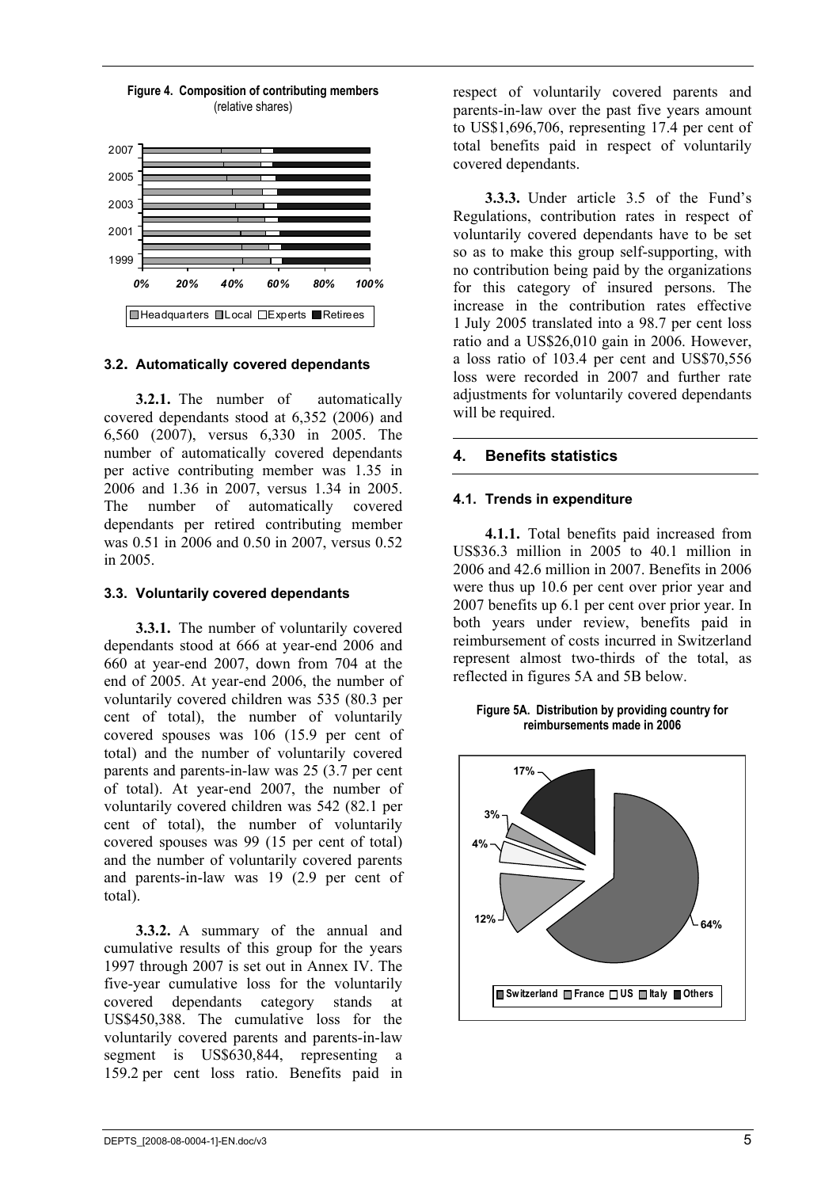**Figure 4. Composition of contributing members**
(relative shares)

### 3.2. Automatically covered dependants

**3.2.1.** The number of automatically covered dependants stood at 6,352 (2006) and 6,560 (2007), versus 6,330 in 2005. The number of automatically covered dependants per active contributing member was 1.35 in 2006 and 1.36 in 2007, versus 1.34 in 2005. The number of automatically covered dependants per retired contributing member was 0.51 in 2006 and 0.50 in 2007, versus 0.52 in 2005.

### 3.3. Voluntarily covered dependants

**3.3.1.** The number of voluntarily covered dependants stood at 666 at year-end 2006 and 660 at year-end 2007, down from 704 at the end of 2005. At year-end 2006, the number of voluntarily covered children was 535 (80.3 per cent of total), the number of voluntarily covered spouses was 106 (15.9 per cent of total) and the number of voluntarily covered parents and parents-in-law was 25 (3.7 per cent of total). At year-end 2007, the number of voluntarily covered children was 542 (82.1 per cent of total), the number of voluntarily covered spouses was 99 (15 per cent of total) and the number of voluntarily covered parents and parents-in-law was 19 (2.9 per cent of total).

**3.3.2.** A summary of the annual and cumulative results of this group for the years 1997 through 2007 is set out in Annex IV. The five-year cumulative loss for the voluntarily covered dependants category stands at US$450,388. The cumulative loss for the voluntarily covered parents and parents-in-law segment is US$630,844, representing a 159.2 per cent loss ratio. Benefits paid in respect of voluntarily covered parents and parents-in-law over the past five years amount to US$1,696,706, representing 17.4 per cent of total benefits paid in respect of voluntarily covered dependants.

**3.3.3.** Under article 3.5 of the Fund's Regulations, contribution rates in respect of voluntarily covered dependants have to be set so as to make this group self-supporting, with no contribution being paid by the organizations for this category of insured persons. The increase in the contribution rates effective 1 July 2005 translated into a 98.7 per cent loss ratio and a US$26,010 gain in 2006. However, a loss ratio of 103.4 per cent and US$70,556 loss were recorded in 2007 and further rate adjustments for voluntarily covered dependants will be required.

## 4. Benefits statistics

### 4.1. Trends in expenditure

**4.1.1.** Total benefits paid increased from US$36.3 million in 2005 to 40.1 million in 2006 and 42.6 million in 2007. Benefits in 2006 were thus up 10.6 per cent over prior year and 2007 benefits up 6.1 per cent over prior year. In both years under review, benefits paid in reimbursement of costs incurred in Switzerland represent almost two-thirds of the total, as reflected in figures 5A and 5B below.

**Figure 5A. Distribution by providing country for reimbursements made in 2006**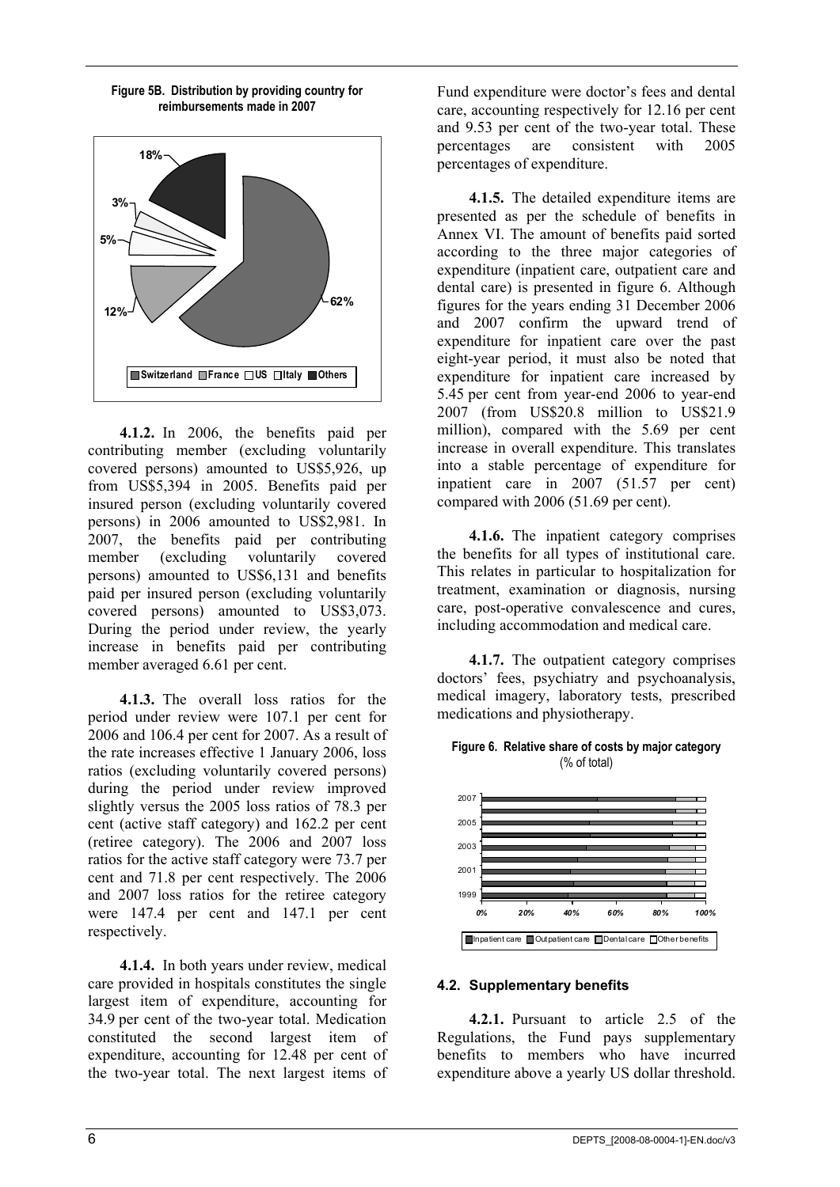**Figure 5B. Distribution by providing country for reimbursements made in 2007**

**4.1.2.** In 2006, the benefits paid per contributing member (excluding voluntarily covered persons) amounted to US$5,926, up from US$5,394 in 2005. Benefits paid per insured person (excluding voluntarily covered persons) in 2006 amounted to US$2,981. In 2007, the benefits paid per contributing member (excluding voluntarily covered persons) amounted to US$6,131 and benefits paid per insured person (excluding voluntarily covered persons) amounted to US$3,073. During the period under review, the yearly increase in benefits paid per contributing member averaged 6.61 per cent.

**4.1.3.** The overall loss ratios for the period under review were 107.1 per cent for 2006 and 106.4 per cent for 2007. As a result of the rate increases effective 1 January 2006, loss ratios (excluding voluntarily covered persons) during the period under review improved slightly versus the 2005 loss ratios of 78.3 per cent (active staff category) and 162.2 per cent (retiree category). The 2006 and 2007 loss ratios for the active staff category were 73.7 per cent and 71.8 per cent respectively. The 2006 and 2007 loss ratios for the retiree category were 147.4 per cent and 147.1 per cent respectively.

**4.1.4.** In both years under review, medical care provided in hospitals constitutes the single largest item of expenditure, accounting for 34.9 per cent of the two-year total. Medication constituted the second largest item of expenditure, accounting for 12.48 per cent of the two-year total. The next largest items of Fund expenditure were doctor's fees and dental care, accounting respectively for 12.16 per cent and 9.53 per cent of the two-year total. These percentages are consistent with 2005 percentages of expenditure.

**4.1.5.** The detailed expenditure items are presented as per the schedule of benefits in Annex VI. The amount of benefits paid sorted according to the three major categories of expenditure (inpatient care, outpatient care and dental care) is presented in figure 6. Although figures for the years ending 31 December 2006 and 2007 confirm the upward trend of expenditure for inpatient care over the past eight-year period, it must also be noted that expenditure for inpatient care increased by 5.45 per cent from year-end 2006 to year-end 2007 (from US$20.8 million to US$21.9 million), compared with the 5.69 per cent increase in overall expenditure. This translates into a stable percentage of expenditure for inpatient care in 2007 (51.57 per cent) compared with 2006 (51.69 per cent).

**4.1.6.** The inpatient category comprises the benefits for all types of institutional care. This relates in particular to hospitalization for treatment, examination or diagnosis, nursing care, post-operative convalescence and cures, including accommodation and medical care.

**4.1.7.** The outpatient category comprises doctors' fees, psychiatry and psychoanalysis, medical imagery, laboratory tests, prescribed medications and physiotherapy.

**Figure 6. Relative share of costs by major category** (% of total)

#### 4.2. Supplementary benefits

**4.2.1.** Pursuant to article 2.5 of the Regulations, the Fund pays supplementary benefits to members who have incurred expenditure above a yearly US dollar threshold.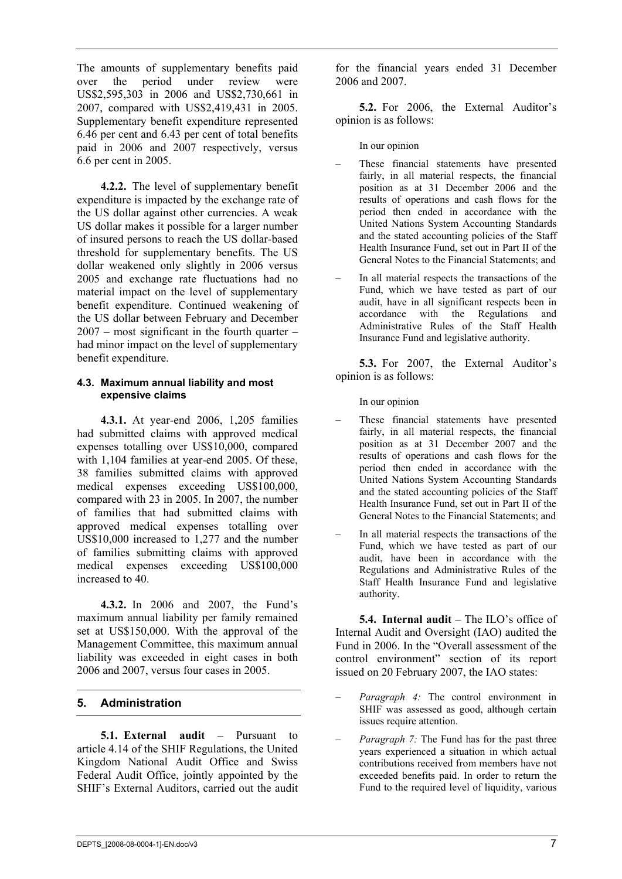The amounts of supplementary benefits paid over the period under review were US$2,595,303 in 2006 and US$2,730,661 in 2007, compared with US$2,419,431 in 2005. Supplementary benefit expenditure represented 6.46 per cent and 6.43 per cent of total benefits paid in 2006 and 2007 respectively, versus 6.6 per cent in 2005.

**4.2.2.** The level of supplementary benefit expenditure is impacted by the exchange rate of the US dollar against other currencies. A weak US dollar makes it possible for a larger number of insured persons to reach the US dollar-based threshold for supplementary benefits. The US dollar weakened only slightly in 2006 versus 2005 and exchange rate fluctuations had no material impact on the level of supplementary benefit expenditure. Continued weakening of the US dollar between February and December 2007 – most significant in the fourth quarter – had minor impact on the level of supplementary benefit expenditure.

#### 4.3. Maximum annual liability and most expensive claims

**4.3.1.** At year-end 2006, 1,205 families had submitted claims with approved medical expenses totalling over US$10,000, compared with 1,104 families at year-end 2005. Of these, 38 families submitted claims with approved medical expenses exceeding US$100,000, compared with 23 in 2005. In 2007, the number of families that had submitted claims with approved medical expenses totalling over US$10,000 increased to 1,277 and the number of families submitting claims with approved medical expenses exceeding US$100,000 increased to 40.

**4.3.2.** In 2006 and 2007, the Fund's maximum annual liability per family remained set at US$150,000. With the approval of the Management Committee, this maximum annual liability was exceeded in eight cases in both 2006 and 2007, versus four cases in 2005.

## 5. Administration

**5.1. External audit** – Pursuant to article 4.14 of the SHIF Regulations, the United Kingdom National Audit Office and Swiss Federal Audit Office, jointly appointed by the SHIF's External Auditors, carried out the audit for the financial years ended 31 December 2006 and 2007.

**5.2.** For 2006, the External Auditor's opinion is as follows:

In our opinion

- These financial statements have presented fairly, in all material respects, the financial position as at 31 December 2006 and the results of operations and cash flows for the period then ended in accordance with the United Nations System Accounting Standards and the stated accounting policies of the Staff Health Insurance Fund, set out in Part II of the General Notes to the Financial Statements; and
- In all material respects the transactions of the Fund, which we have tested as part of our audit, have in all significant respects been in accordance with the Regulations and Administrative Rules of the Staff Health Insurance Fund and legislative authority.

**5.3.** For 2007, the External Auditor's opinion is as follows:

In our opinion

- These financial statements have presented fairly, in all material respects, the financial position as at 31 December 2007 and the results of operations and cash flows for the period then ended in accordance with the United Nations System Accounting Standards and the stated accounting policies of the Staff Health Insurance Fund, set out in Part II of the General Notes to the Financial Statements; and
- In all material respects the transactions of the Fund, which we have tested as part of our audit, have been in accordance with the Regulations and Administrative Rules of the Staff Health Insurance Fund and legislative authority.

**5.4. Internal audit** – The ILO's office of Internal Audit and Oversight (IAO) audited the Fund in 2006. In the "Overall assessment of the control environment" section of its report issued on 20 February 2007, the IAO states:

- *Paragraph 4:* The control environment in SHIF was assessed as good, although certain issues require attention.
- *Paragraph 7:* The Fund has for the past three years experienced a situation in which actual contributions received from members have not exceeded benefits paid. In order to return the Fund to the required level of liquidity, various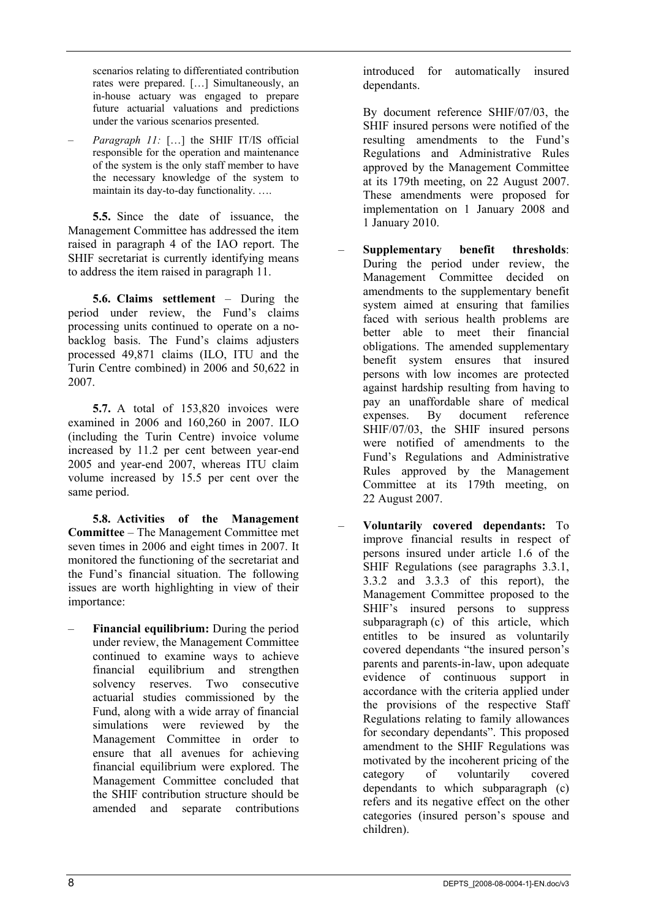> scenarios relating to differentiated contribution rates were prepared. […] Simultaneously, an in-house actuary was engaged to prepare future actuarial valuations and predictions under the various scenarios presented.

> – *Paragraph 11:* […] the SHIF IT/IS official responsible for the operation and maintenance of the system is the only staff member to have the necessary knowledge of the system to maintain its day-to-day functionality. ….

**5.5.** Since the date of issuance, the Management Committee has addressed the item raised in paragraph 4 of the IAO report. The SHIF secretariat is currently identifying means to address the item raised in paragraph 11.

**5.6. Claims settlement** – During the period under review, the Fund's claims processing units continued to operate on a no-backlog basis. The Fund's claims adjusters processed 49,871 claims (ILO, ITU and the Turin Centre combined) in 2006 and 50,622 in 2007.

**5.7.** A total of 153,820 invoices were examined in 2006 and 160,260 in 2007. ILO (including the Turin Centre) invoice volume increased by 11.2 per cent between year-end 2005 and year-end 2007, whereas ITU claim volume increased by 15.5 per cent over the same period.

**5.8. Activities of the Management Committee** – The Management Committee met seven times in 2006 and eight times in 2007. It monitored the functioning of the secretariat and the Fund's financial situation. The following issues are worth highlighting in view of their importance:

– **Financial equilibrium:** During the period under review, the Management Committee continued to examine ways to achieve financial equilibrium and strengthen solvency reserves. Two consecutive actuarial studies commissioned by the Fund, along with a wide array of financial simulations were reviewed by the Management Committee in order to ensure that all avenues for achieving financial equilibrium were explored. The Management Committee concluded that the SHIF contribution structure should be amended and separate contributions introduced for automatically insured dependants.

  By document reference SHIF/07/03, the SHIF insured persons were notified of the resulting amendments to the Fund's Regulations and Administrative Rules approved by the Management Committee at its 179th meeting, on 22 August 2007. These amendments were proposed for implementation on 1 January 2008 and 1 January 2010.

– **Supplementary benefit thresholds**: During the period under review, the Management Committee decided on amendments to the supplementary benefit system aimed at ensuring that families faced with serious health problems are better able to meet their financial obligations. The amended supplementary benefit system ensures that insured persons with low incomes are protected against hardship resulting from having to pay an unaffordable share of medical expenses. By document reference SHIF/07/03, the SHIF insured persons were notified of amendments to the Fund's Regulations and Administrative Rules approved by the Management Committee at its 179th meeting, on 22 August 2007.

– **Voluntarily covered dependants:** To improve financial results in respect of persons insured under article 1.6 of the SHIF Regulations (see paragraphs 3.3.1, 3.3.2 and 3.3.3 of this report), the Management Committee proposed to the SHIF's insured persons to suppress subparagraph (c) of this article, which entitles to be insured as voluntarily covered dependants "the insured person's parents and parents-in-law, upon adequate evidence of continuous support in accordance with the criteria applied under the provisions of the respective Staff Regulations relating to family allowances for secondary dependants". This proposed amendment to the SHIF Regulations was motivated by the incoherent pricing of the category of voluntarily covered dependants to which subparagraph (c) refers and its negative effect on the other categories (insured person's spouse and children).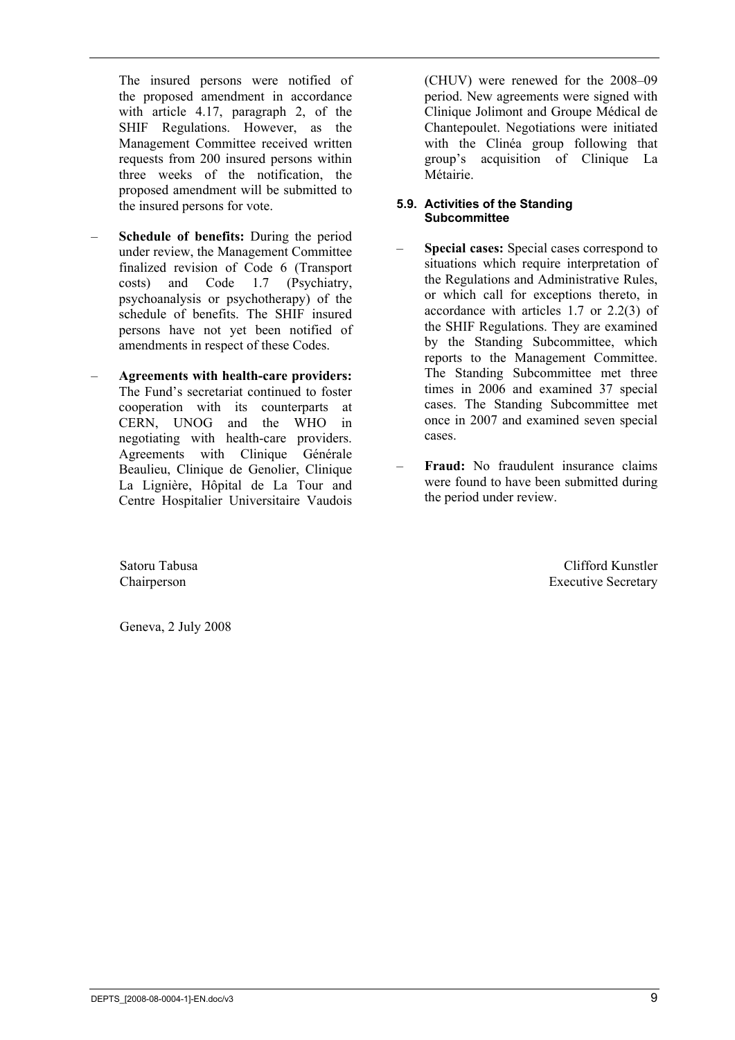The insured persons were notified of the proposed amendment in accordance with article 4.17, paragraph 2, of the SHIF Regulations. However, as the Management Committee received written requests from 200 insured persons within three weeks of the notification, the proposed amendment will be submitted to the insured persons for vote.

– **Schedule of benefits:** During the period under review, the Management Committee finalized revision of Code 6 (Transport costs) and Code 1.7 (Psychiatry, psychoanalysis or psychotherapy) of the schedule of benefits. The SHIF insured persons have not yet been notified of amendments in respect of these Codes.

– **Agreements with health-care providers:** The Fund's secretariat continued to foster cooperation with its counterparts at CERN, UNOG and the WHO in negotiating with health-care providers. Agreements with Clinique Générale Beaulieu, Clinique de Genolier, Clinique La Lignière, Hôpital de La Tour and Centre Hospitalier Universitaire Vaudois (CHUV) were renewed for the 2008–09 period. New agreements were signed with Clinique Jolimont and Groupe Médical de Chantepoulet. Negotiations were initiated with the Clinéa group following that group's acquisition of Clinique La Métairie.

#### 5.9. Activities of the Standing Subcommittee

– **Special cases:** Special cases correspond to situations which require interpretation of the Regulations and Administrative Rules, or which call for exceptions thereto, in accordance with articles 1.7 or 2.2(3) of the SHIF Regulations. They are examined by the Standing Subcommittee, which reports to the Management Committee. The Standing Subcommittee met three times in 2006 and examined 37 special cases. The Standing Subcommittee met once in 2007 and examined seven special cases.

– **Fraud:** No fraudulent insurance claims were found to have been submitted during the period under review.

Satoru Tabusa
Chairperson

Clifford Kunstler
Executive Secretary

Geneva, 2 July 2008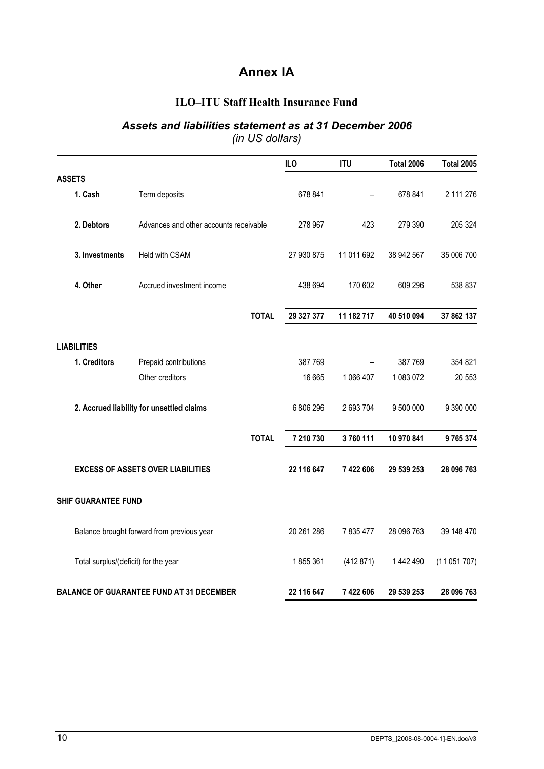# Annex IA

## ILO–ITU Staff Health Insurance Fund

### *Assets and liabilities statement as at 31 December 2006*

*(in US dollars)*

| | | ILO | ITU | Total 2006 | Total 2005 |
|---|---|---|---|---|---|
| **ASSETS** | | | | | |
| **1. Cash** | Term deposits | 678 841 | – | 678 841 | 2 111 276 |
| **2. Debtors** | Advances and other accounts receivable | 278 967 | 423 | 279 390 | 205 324 |
| **3. Investments** | Held with CSAM | 27 930 875 | 11 011 692 | 38 942 567 | 35 006 700 |
| **4. Other** | Accrued investment income | 438 694 | 170 602 | 609 296 | 538 837 |
| | **TOTAL** | **29 327 377** | **11 182 717** | **40 510 094** | **37 862 137** |
| **LIABILITIES** | | | | | |
| **1. Creditors** | Prepaid contributions | 387 769 | – | 387 769 | 354 821 |
| | Other creditors | 16 665 | 1 066 407 | 1 083 072 | 20 553 |
| **2. Accrued liability for unsettled claims** | | 6 806 296 | 2 693 704 | 9 500 000 | 9 390 000 |
| | **TOTAL** | **7 210 730** | **3 760 111** | **10 970 841** | **9 765 374** |
| **EXCESS OF ASSETS OVER LIABILITIES** | | **22 116 647** | **7 422 606** | **29 539 253** | **28 096 763** |
| **SHIF GUARANTEE FUND** | | | | | |
| Balance brought forward from previous year | | 20 261 286 | 7 835 477 | 28 096 763 | 39 148 470 |
| Total surplus/(deficit) for the year | | 1 855 361 | (412 871) | 1 442 490 | (11 051 707) |
| **BALANCE OF GUARANTEE FUND AT 31 DECEMBER** | | **22 116 647** | **7 422 606** | **29 539 253** | **28 096 763** |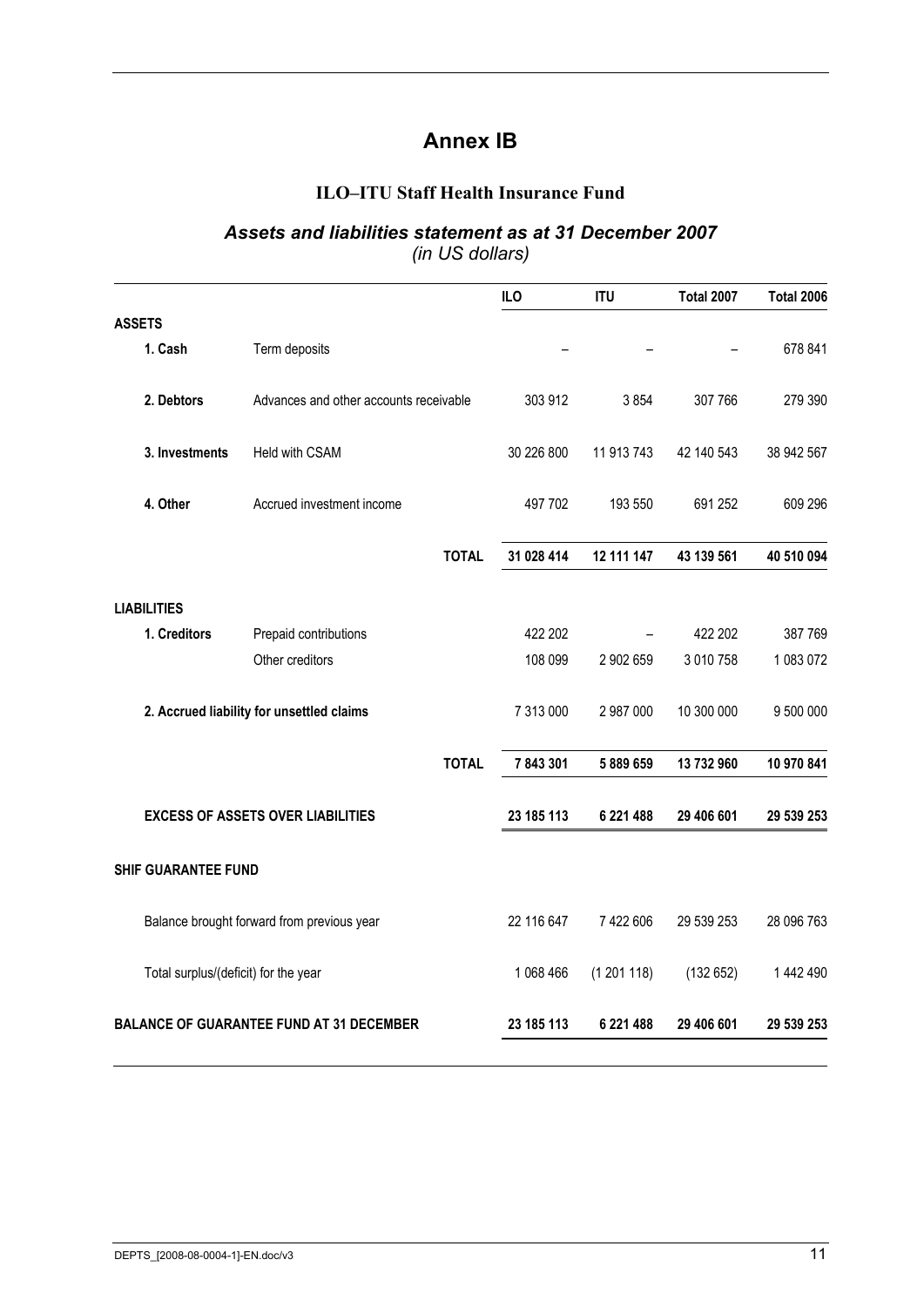# Annex IB

## ILO–ITU Staff Health Insurance Fund

### *Assets and liabilities statement as at 31 December 2007*
*(in US dollars)*

| | | ILO | ITU | Total 2007 | Total 2006 |
|---|---|---|---|---|---|
| **ASSETS** | | | | | |
| **1. Cash** | Term deposits | – | – | – | 678 841 |
| **2. Debtors** | Advances and other accounts receivable | 303 912 | 3 854 | 307 766 | 279 390 |
| **3. Investments** | Held with CSAM | 30 226 800 | 11 913 743 | 42 140 543 | 38 942 567 |
| **4. Other** | Accrued investment income | 497 702 | 193 550 | 691 252 | 609 296 |
| | **TOTAL** | **31 028 414** | **12 111 147** | **43 139 561** | **40 510 094** |
| **LIABILITIES** | | | | | |
| **1. Creditors** | Prepaid contributions | 422 202 | – | 422 202 | 387 769 |
| | Other creditors | 108 099 | 2 902 659 | 3 010 758 | 1 083 072 |
| **2. Accrued liability for unsettled claims** | | 7 313 000 | 2 987 000 | 10 300 000 | 9 500 000 |
| | **TOTAL** | **7 843 301** | **5 889 659** | **13 732 960** | **10 970 841** |
| **EXCESS OF ASSETS OVER LIABILITIES** | | **23 185 113** | **6 221 488** | **29 406 601** | **29 539 253** |
| **SHIF GUARANTEE FUND** | | | | | |
| Balance brought forward from previous year | | 22 116 647 | 7 422 606 | 29 539 253 | 28 096 763 |
| Total surplus/(deficit) for the year | | 1 068 466 | (1 201 118) | (132 652) | 1 442 490 |
| **BALANCE OF GUARANTEE FUND AT 31 DECEMBER** | | **23 185 113** | **6 221 488** | **29 406 601** | **29 539 253** |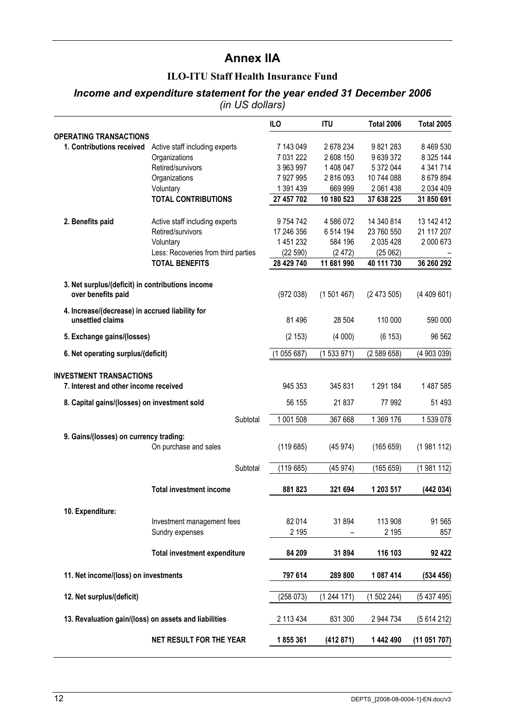# Annex IIA

## ILO-ITU Staff Health Insurance Fund

### *Income and expenditure statement for the year ended 31 December 2006*

*(in US dollars)*

| | | ILO | ITU | Total 2006 | Total 2005 |
|---|---|---|---|---|---|
| **OPERATING TRANSACTIONS** | | | | | |
| **1. Contributions received** | Active staff including experts | 7 143 049 | 2 678 234 | 9 821 283 | 8 469 530 |
| | Organizations | 7 031 222 | 2 608 150 | 9 639 372 | 8 325 144 |
| | Retired/survivors | 3 963 997 | 1 408 047 | 5 372 044 | 4 341 714 |
| | Organizations | 7 927 995 | 2 816 093 | 10 744 088 | 8 679 894 |
| | Voluntary | 1 391 439 | 669 999 | 2 061 438 | 2 034 409 |
| | **TOTAL CONTRIBUTIONS** | **27 457 702** | **10 180 523** | **37 638 225** | **31 850 691** |
| **2. Benefits paid** | Active staff including experts | 9 754 742 | 4 586 072 | 14 340 814 | 13 142 412 |
| | Retired/survivors | 17 246 356 | 6 514 194 | 23 760 550 | 21 117 207 |
| | Voluntary | 1 451 232 | 584 196 | 2 035 428 | 2 000 673 |
| | Less: Recoveries from third parties | (22 590) | (2 472) | (25 062) | – |
| | **TOTAL BENEFITS** | **28 429 740** | **11 681 990** | **40 111 730** | **36 260 292** |
| **3. Net surplus/(deficit) in contributions income over benefits paid** | | (972 038) | (1 501 467) | (2 473 505) | (4 409 601) |
| **4. Increase/(decrease) in accrued liability for unsettled claims** | | 81 496 | 28 504 | 110 000 | 590 000 |
| **5. Exchange gains/(losses)** | | (2 153) | (4 000) | (6 153) | 96 562 |
| **6. Net operating surplus/(deficit)** | | (1 055 687) | (1 533 971) | (2 589 658) | (4 903 039) |
| **INVESTMENT TRANSACTIONS** | | | | | |
| **7. Interest and other income received** | | 945 353 | 345 831 | 1 291 184 | 1 487 585 |
| **8. Capital gains/(losses) on investment sold** | | 56 155 | 21 837 | 77 992 | 51 493 |
| | Subtotal | 1 001 508 | 367 668 | 1 369 176 | 1 539 078 |
| **9. Gains/(losses) on currency trading:** | On purchase and sales | (119 685) | (45 974) | (165 659) | (1 981 112) |
| | Subtotal | (119 685) | (45 974) | (165 659) | (1 981 112) |
| | **Total investment income** | **881 823** | **321 694** | **1 203 517** | **(442 034)** |
| **10. Expenditure:** | | | | | |
| | Investment management fees | 82 014 | 31 894 | 113 908 | 91 565 |
| | Sundry expenses | 2 195 | – | 2 195 | 857 |
| | **Total investment expenditure** | **84 209** | **31 894** | **116 103** | **92 422** |
| **11. Net income/(loss) on investments** | | **797 614** | **289 800** | **1 087 414** | **(534 456)** |
| **12. Net surplus/(deficit)** | | (258 073) | (1 244 171) | (1 502 244) | (5 437 495) |
| **13. Revaluation gain/(loss) on assets and liabilities** | | 2 113 434 | 831 300 | 2 944 734 | (5 614 212) |
| | **NET RESULT FOR THE YEAR** | **1 855 361** | **(412 871)** | **1 442 490** | **(11 051 707)** |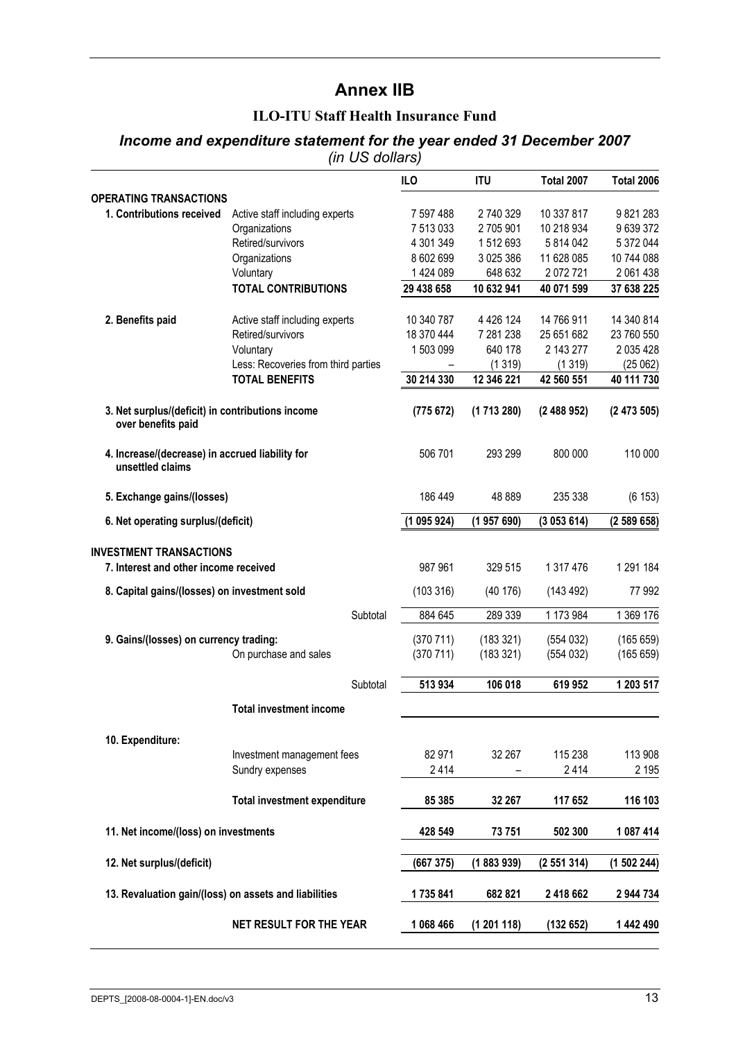# Annex IIB

### ILO-ITU Staff Health Insurance Fund

### *Income and expenditure statement for the year ended 31 December 2007*

*(in US dollars)*

| | | ILO | ITU | Total 2007 | Total 2006 |
|---|---|---|---|---|---|
| **OPERATING TRANSACTIONS** | | | | | |
| **1. Contributions received** | Active staff including experts | 7 597 488 | 2 740 329 | 10 337 817 | 9 821 283 |
| | Organizations | 7 513 033 | 2 705 901 | 10 218 934 | 9 639 372 |
| | Retired/survivors | 4 301 349 | 1 512 693 | 5 814 042 | 5 372 044 |
| | Organizations | 8 602 699 | 3 025 386 | 11 628 085 | 10 744 088 |
| | Voluntary | 1 424 089 | 648 632 | 2 072 721 | 2 061 438 |
| | **TOTAL CONTRIBUTIONS** | **29 438 658** | **10 632 941** | **40 071 599** | **37 638 225** |
| **2. Benefits paid** | Active staff including experts | 10 340 787 | 4 426 124 | 14 766 911 | 14 340 814 |
| | Retired/survivors | 18 370 444 | 7 281 238 | 25 651 682 | 23 760 550 |
| | Voluntary | 1 503 099 | 640 178 | 2 143 277 | 2 035 428 |
| | Less: Recoveries from third parties | – | (1 319) | (1 319) | (25 062) |
| | **TOTAL BENEFITS** | **30 214 330** | **12 346 221** | **42 560 551** | **40 111 730** |
| **3. Net surplus/(deficit) in contributions income over benefits paid** | | **(775 672)** | **(1 713 280)** | **(2 488 952)** | **(2 473 505)** |
| **4. Increase/(decrease) in accrued liability for unsettled claims** | | 506 701 | 293 299 | 800 000 | 110 000 |
| **5. Exchange gains/(losses)** | | 186 449 | 48 889 | 235 338 | (6 153) |
| **6. Net operating surplus/(deficit)** | | **(1 095 924)** | **(1 957 690)** | **(3 053 614)** | **(2 589 658)** |
| **INVESTMENT TRANSACTIONS** | | | | | |
| **7. Interest and other income received** | | 987 961 | 329 515 | 1 317 476 | 1 291 184 |
| **8. Capital gains/(losses) on investment sold** | | (103 316) | (40 176) | (143 492) | 77 992 |
| | Subtotal | 884 645 | 289 339 | 1 173 984 | 1 369 176 |
| **9. Gains/(losses) on currency trading:** | | (370 711) | (183 321) | (554 032) | (165 659) |
| | On purchase and sales | (370 711) | (183 321) | (554 032) | (165 659) |
| | Subtotal | **513 934** | **106 018** | **619 952** | **1 203 517** |
| | **Total investment income** | | | | |
| **10. Expenditure:** | | | | | |
| | Investment management fees | 82 971 | 32 267 | 115 238 | 113 908 |
| | Sundry expenses | 2 414 | – | 2 414 | 2 195 |
| | **Total investment expenditure** | **85 385** | **32 267** | **117 652** | **116 103** |
| **11. Net income/(loss) on investments** | | **428 549** | **73 751** | **502 300** | **1 087 414** |
| **12. Net surplus/(deficit)** | | **(667 375)** | **(1 883 939)** | **(2 551 314)** | **(1 502 244)** |
| **13. Revaluation gain/(loss) on assets and liabilities** | | **1 735 841** | **682 821** | **2 418 662** | **2 944 734** |
| | **NET RESULT FOR THE YEAR** | **1 068 466** | **(1 201 118)** | **(132 652)** | **1 442 490** |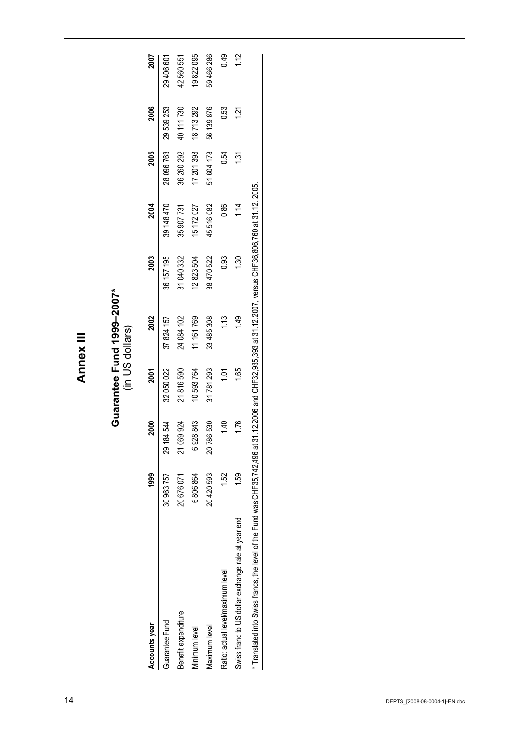# Annex III

## Guarantee Fund 1999–2007*

(in US dollars)

| Accounts year | 1999 | 2000 | 2001 | 2002 | 2003 | 2004 | 2005 | 2006 | 2007 |
|---|---|---|---|---|---|---|---|---|---|
| Guarantee Fund | 30 963 757 | 29 184 544 | 32 050 022 | 37 824 157 | 36 157 195 | 39 148 470 | 28 096 763 | 29 539 253 | 29 406 601 |
| Benefit expenditure | 20 676 071 | 21 069 924 | 21 816 590 | 24 084 102 | 31 040 332 | 35 907 731 | 36 260 292 | 40 111 730 | 42 560 551 |
| Minimum level | 6 806 864 | 6 928 843 | 10 593 764 | 11 161 769 | 12 823 504 | 15 172 027 | 17 201 393 | 18 713 292 | 19 822 095 |
| Maximum level | 20 420 593 | 20 786 530 | 31 781 293 | 33 485 308 | 38 470 522 | 45 516 082 | 51 604 178 | 56 139 876 | 59 466 286 |
| Ratio: actual level/maximum level | 1.52 | 1.40 | 1.01 | 1.13 | 0.93 | 0.86 | 0.54 | 0.53 | 0.49 |
| Swiss franc to US dollar exchange rate at year end | 1.59 | 1.76 | 1.65 | 1.49 | 1.30 | 1.14 | 1.31 | 1.21 | 1.12 |

* Translated into Swiss francs, the level of the Fund was CHF35,742,496 at 31.12.2006 and CHF32,935,393 at 31.12.2007, versus CHF36,806,760 at 31.12. 2005.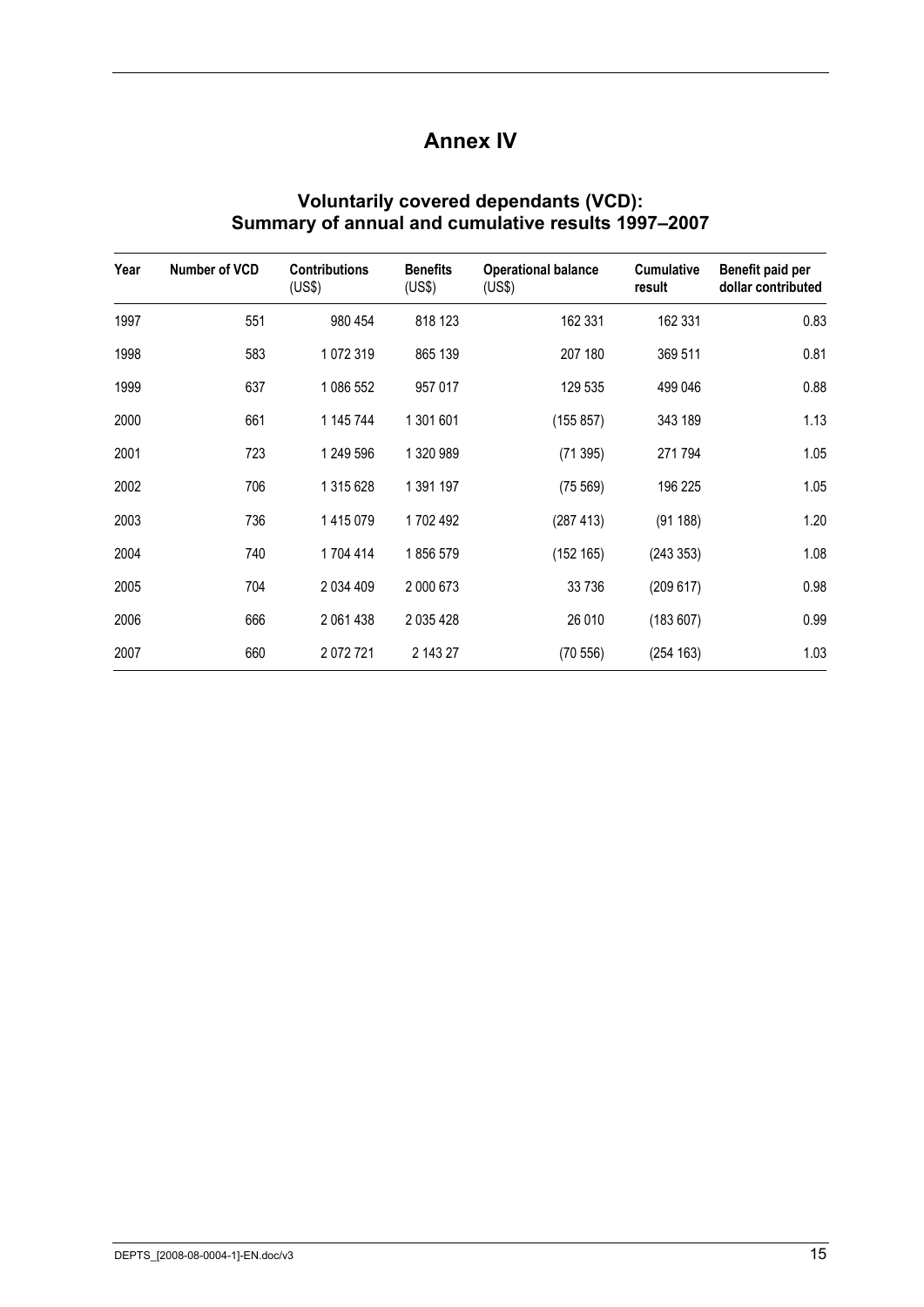# Annex IV

## Voluntarily covered dependants (VCD): Summary of annual and cumulative results 1997–2007

| Year | Number of VCD | Contributions (US$) | Benefits (US$) | Operational balance (US$) | Cumulative result | Benefit paid per dollar contributed |
|---|---|---|---|---|---|---|
| 1997 | 551 | 980 454 | 818 123 | 162 331 | 162 331 | 0.83 |
| 1998 | 583 | 1 072 319 | 865 139 | 207 180 | 369 511 | 0.81 |
| 1999 | 637 | 1 086 552 | 957 017 | 129 535 | 499 046 | 0.88 |
| 2000 | 661 | 1 145 744 | 1 301 601 | (155 857) | 343 189 | 1.13 |
| 2001 | 723 | 1 249 596 | 1 320 989 | (71 395) | 271 794 | 1.05 |
| 2002 | 706 | 1 315 628 | 1 391 197 | (75 569) | 196 225 | 1.05 |
| 2003 | 736 | 1 415 079 | 1 702 492 | (287 413) | (91 188) | 1.20 |
| 2004 | 740 | 1 704 414 | 1 856 579 | (152 165) | (243 353) | 1.08 |
| 2005 | 704 | 2 034 409 | 2 000 673 | 33 736 | (209 617) | 0.98 |
| 2006 | 666 | 2 061 438 | 2 035 428 | 26 010 | (183 607) | 0.99 |
| 2007 | 660 | 2 072 721 | 2 143 27 | (70 556) | (254 163) | 1.03 |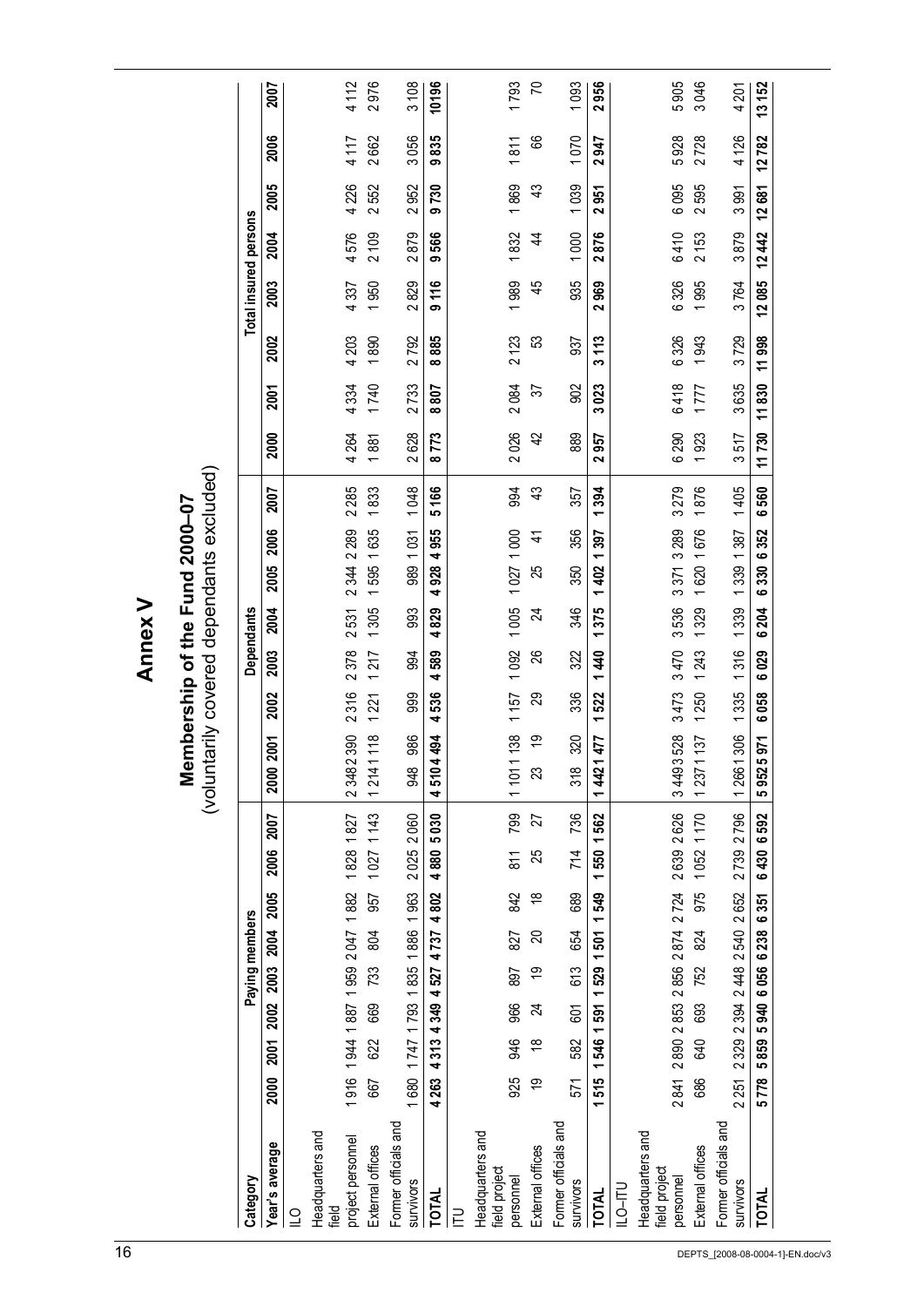# Annex V

## Membership of the Fund 2000–07
(voluntarily covered dependants excluded)

| Category | Paying members | | | | | | | | Dependants | | | | | | | | Total insured persons | | | | | | | |
|---|---|---|---|---|---|---|---|---|---|---|---|---|---|---|---|---|---|---|---|---|---|---|---|---|
| Year's average | 2000 | 2001 | 2002 | 2003 | 2004 | 2005 | 2006 | 2007 | 2000 | 2001 | 2002 | 2003 | 2004 | 2005 | 2006 | 2007 | 2000 | 2001 | 2002 | 2003 | 2004 | 2005 | 2006 | 2007 |
| ILO | | | | | | | | | | | | | | | | | | | | | | | | |
| Headquarters and field project personnel | 1 916 | 1 944 | 1 887 | 1 959 | 2 047 | 1 882 | 1 828 | 1 827 | 2 348 | 2 390 | 2 316 | 2 378 | 2 531 | 2 344 | 2 289 | 2 285 | 4 264 | 4 334 | 4 203 | 4 337 | 4 576 | 4 226 | 4 117 | 4 112 |
| External offices | 667 | 622 | 669 | 733 | 804 | 957 | 1 027 | 1 143 | 1 214 | 1 118 | 1 221 | 1 217 | 1 305 | 1 595 | 1 635 | 1 833 | 1 881 | 1 740 | 1 890 | 1 950 | 2 109 | 2 552 | 2 662 | 2 976 |
| Former officials and survivors | 1 680 | 1 747 | 1 793 | 1 835 | 1 886 | 1 963 | 2 025 | 2 060 | 948 | 986 | 999 | 994 | 993 | 989 | 1 031 | 1 048 | 2 628 | 2 733 | 2 792 | 2 829 | 2 879 | 2 952 | 3 056 | 3 108 |
| **TOTAL** | **4 263** | **4 313** | **4 349** | **4 527** | **4 737** | **4 802** | **4 880** | **5 030** | **4 510** | **4 494** | **4 536** | **4 589** | **4 829** | **4 928** | **4 955** | **5 166** | **8 773** | **8 807** | **8 885** | **9 116** | **9 566** | **9 730** | **9 835** | **10196** |
| ITU | | | | | | | | | | | | | | | | | | | | | | | | |
| Headquarters and field project personnel | 925 | 946 | 966 | 897 | 827 | 842 | 811 | 799 | 1 101 | 1 138 | 1 157 | 1 092 | 1 005 | 1 027 | 1 000 | 994 | 2 026 | 2 084 | 2 123 | 1 989 | 1 832 | 1 869 | 1 811 | 1 793 |
| External offices | 19 | 18 | 24 | 19 | 20 | 18 | 25 | 27 | 23 | 19 | 29 | 26 | 24 | 25 | 41 | 43 | 42 | 37 | 53 | 45 | 44 | 43 | 66 | 70 |
| Former officials and survivors | 571 | 582 | 601 | 613 | 654 | 689 | 714 | 736 | 318 | 320 | 336 | 322 | 346 | 350 | 356 | 357 | 889 | 902 | 937 | 935 | 1 000 | 1 039 | 1 070 | 1 093 |
| **TOTAL** | **1 515** | **1 546** | **1 591** | **1 529** | **1 501** | **1 549** | **1 550** | **1 562** | **1 442** | **1 477** | **1 522** | **1 440** | **1 375** | **1 402** | **1 397** | **1 394** | **2 957** | **3 023** | **3 113** | **2 969** | **2 876** | **2 951** | **2 947** | **2 956** |
| ILO–ITU | | | | | | | | | | | | | | | | | | | | | | | | |
| Headquarters and field project personnel | 2 841 | 2 890 | 2 853 | 2 856 | 2 874 | 2 724 | 2 639 | 2 626 | 3 449 | 3 528 | 3 473 | 3 470 | 3 536 | 3 371 | 3 289 | 3 279 | 6 290 | 6 418 | 6 326 | 6 326 | 6 410 | 6 095 | 5 928 | 5 905 |
| External offices | 686 | 640 | 693 | 752 | 824 | 975 | 1 052 | 1 170 | 1 237 | 1 137 | 1 250 | 1 243 | 1 329 | 1 620 | 1 676 | 1 876 | 1 923 | 1 777 | 1 943 | 1 995 | 2 153 | 2 595 | 2 728 | 3 046 |
| Former officials and survivors | 2 251 | 2 329 | 2 394 | 2 448 | 2 540 | 2 652 | 2 739 | 2 796 | 1 266 | 1 306 | 1 335 | 1 316 | 1 339 | 1 339 | 1 387 | 1 405 | 3 517 | 3 635 | 3 729 | 3 764 | 3 879 | 3 991 | 4 126 | 4 201 |
| **TOTAL** | **5 778** | **5 859** | **5 940** | **6 056** | **6 238** | **6 351** | **6 430** | **6 592** | **5 952** | **5 971** | **6 058** | **6 029** | **6 204** | **6 330** | **6 352** | **6 560** | **11 730** | **11 830** | **11 998** | **12 085** | **12 442** | **12 681** | **12 782** | **13 152** |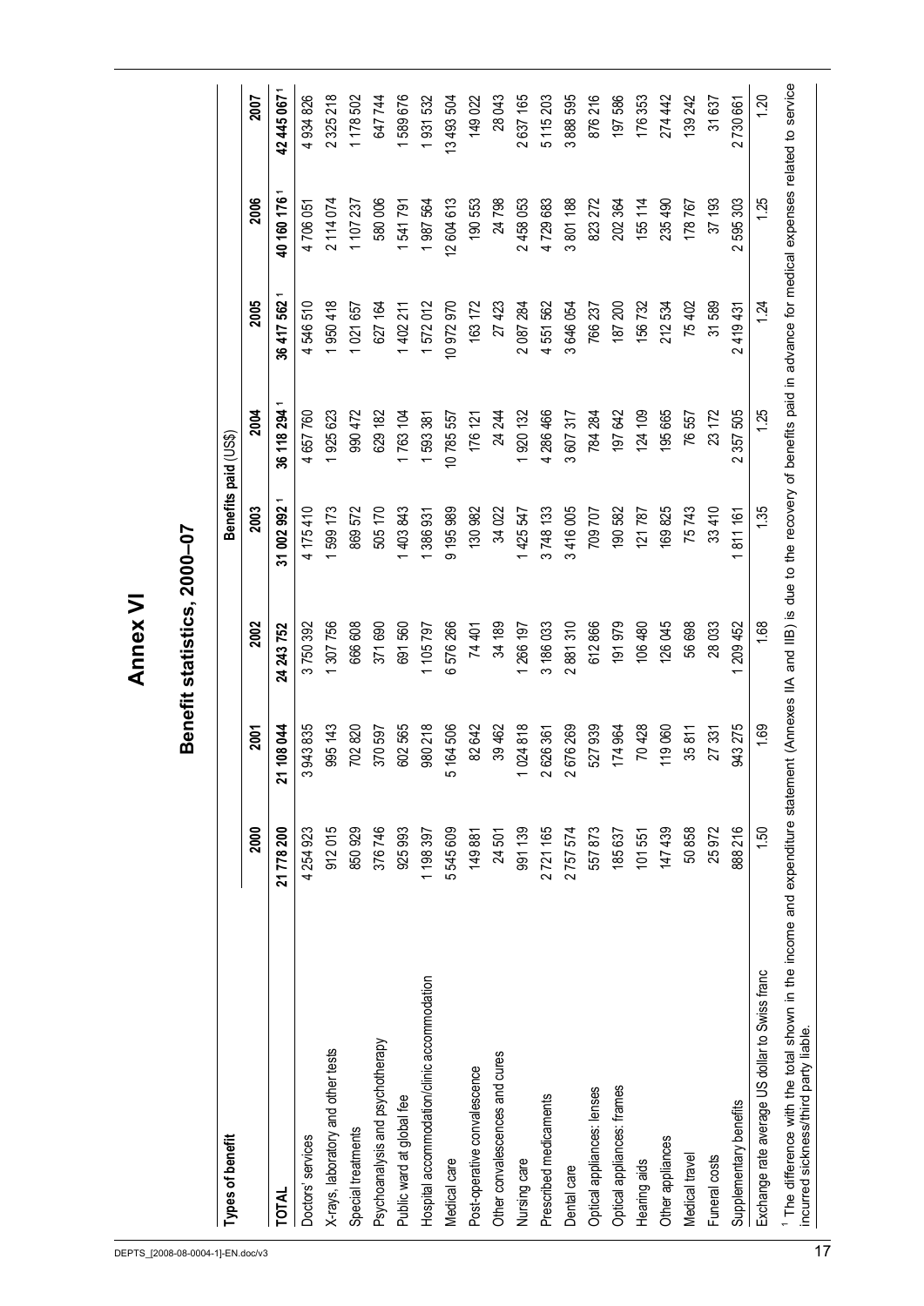# Annex VI

## Benefit statistics, 2000–07

| Types of benefit | Benefits paid (US$) | | | | | | | |
|---|---|---|---|---|---|---|---|---|
| | 2000 | 2001 | 2002 | 2003 | 2004 | 2005 | 2006 | 2007 |
| **TOTAL** | **21 778 200** | **21 108 044** | **24 243 752** | **31 002 992** [1] | **36 118 294** [1] | **36 417 562** [1] | **40 160 176** [1] | **42 445 067** [1] |
| Doctors' services | 4 254 923 | 3 943 835 | 3 750 392 | 4 175 410 | 4 657 760 | 4 546 510 | 4 706 051 | 4 934 826 |
| X-rays, laboratory and other tests | 912 015 | 995 143 | 1 307 756 | 1 599 173 | 1 925 623 | 1 950 418 | 2 114 074 | 2 325 218 |
| Special treatments | 850 929 | 702 820 | 666 608 | 869 572 | 990 472 | 1 021 657 | 1 107 237 | 1 178 502 |
| Psychoanalysis and psychotherapy | 376 746 | 370 597 | 371 690 | 505 170 | 629 182 | 627 164 | 580 006 | 647 744 |
| Public ward at global fee | 925 993 | 602 565 | 691 560 | 1 403 843 | 1 763 104 | 1 402 211 | 1 541 791 | 1 589 676 |
| Hospital accommodation/clinic accommodation | 1 198 397 | 980 218 | 1 105 797 | 1 386 931 | 1 593 381 | 1 572 012 | 1 987 564 | 1 931 532 |
| Medical care | 5 545 609 | 5 164 506 | 6 576 266 | 9 195 989 | 10 785 557 | 10 972 970 | 12 604 613 | 13 493 504 |
| Post-operative convalescence | 149 881 | 82 642 | 74 401 | 130 982 | 176 121 | 163 172 | 190 553 | 149 022 |
| Other convalescences and cures | 24 501 | 39 462 | 34 189 | 34 022 | 24 244 | 27 423 | 24 798 | 28 043 |
| Nursing care | 991 139 | 1 024 818 | 1 266 197 | 1 425 547 | 1 920 132 | 2 087 284 | 2 458 053 | 2 637 165 |
| Prescribed medicaments | 2 721 165 | 2 626 361 | 3 186 033 | 3 748 133 | 4 286 466 | 4 551 562 | 4 729 683 | 5 115 203 |
| Dental care | 2 757 574 | 2 676 269 | 2 881 310 | 3 416 005 | 3 607 317 | 3 646 054 | 3 801 188 | 3 888 595 |
| Optical appliances: lenses | 557 873 | 527 939 | 612 866 | 709 707 | 784 284 | 766 237 | 823 272 | 876 216 |
| Optical appliances: frames | 185 637 | 174 964 | 191 979 | 190 582 | 197 642 | 187 200 | 202 364 | 197 586 |
| Hearing aids | 101 551 | 70 428 | 106 480 | 121 787 | 124 109 | 156 732 | 155 114 | 176 353 |
| Other appliances | 147 439 | 119 060 | 126 045 | 169 825 | 195 665 | 212 534 | 235 490 | 274 442 |
| Medical travel | 50 858 | 35 811 | 56 698 | 75 743 | 76 557 | 75 402 | 178 767 | 139 242 |
| Funeral costs | 25 972 | 27 331 | 28 033 | 33 410 | 23 172 | 31 589 | 37 193 | 31 637 |
| Supplementary benefits | 888 216 | 943 275 | 1 209 452 | 1 811 161 | 2 357 505 | 2 419 431 | 2 595 303 | 2 730 661 |
| Exchange rate average US dollar to Swiss franc | 1.50 | 1.69 | 1.68 | 1.35 | 1.25 | 1.24 | 1.25 | 1.20 |

[1] The difference with the total shown in the income and expenditure statement (Annexes IIA and IIB) is due to the recovery of benefits paid in advance for medical expenses related to service incurred sickness/third party liable.